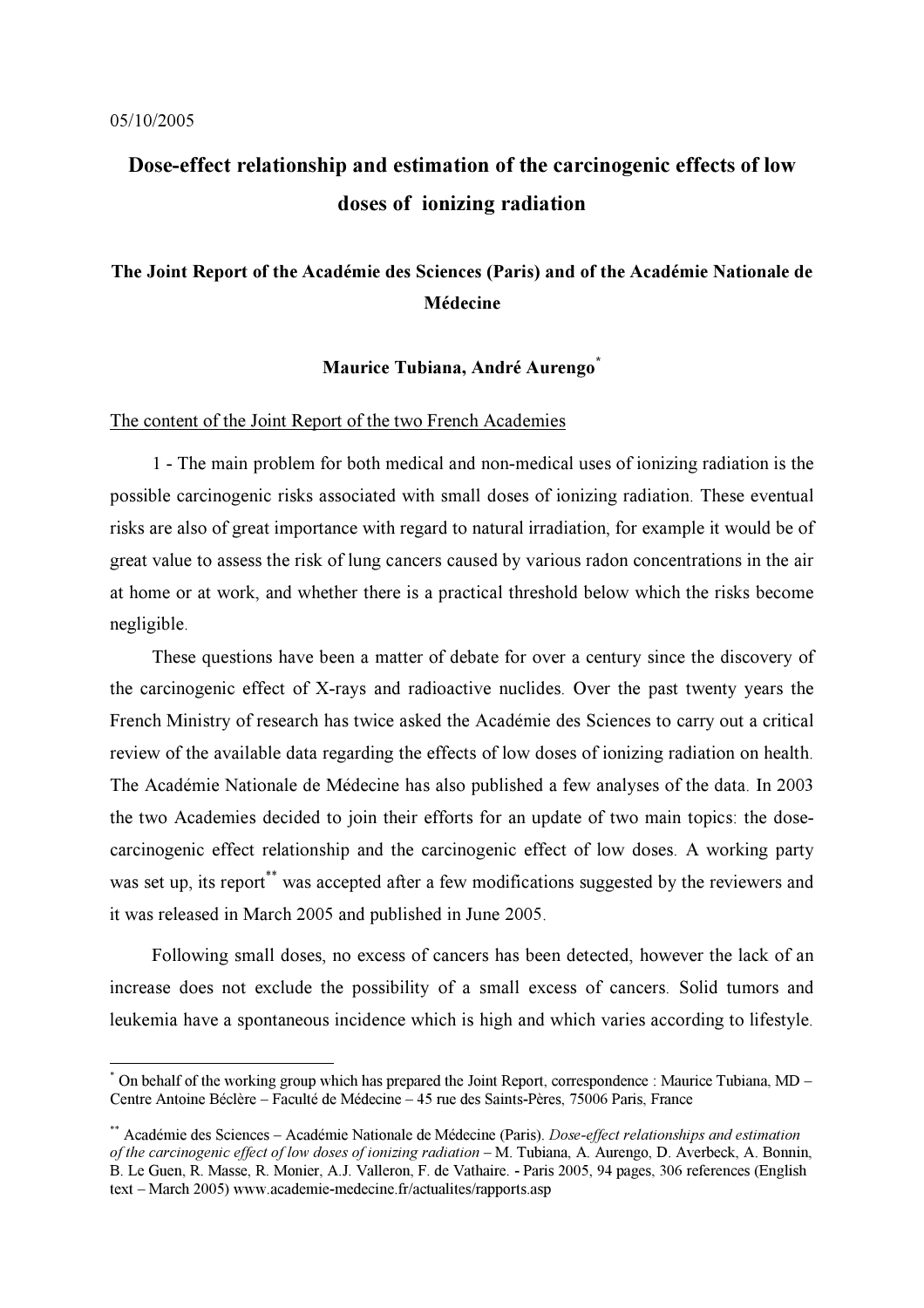05/10/2005

# Dose-effect relationship and estimation of the carcinogenic effects of low doses of ionizing radiation

**The Joint Report of the Académie des Sciences (Paris) and of the Académie Nationale de Médecine**

**Maurice Tubiana, André Aurengo[*]**

<u>The content of the Joint Report of the two French Academies</u>

1 - The main problem for both medical and non-medical uses of ionizing radiation is the possible carcinogenic risks associated with small doses of ionizing radiation. These eventual risks are also of great importance with regard to natural irradiation, for example it would be of great value to assess the risk of lung cancers caused by various radon concentrations in the air at home or at work, and whether there is a practical threshold below which the risks become negligible.

These questions have been a matter of debate for over a century since the discovery of the carcinogenic effect of X-rays and radioactive nuclides. Over the past twenty years the French Ministry of research has twice asked the Académie des Sciences to carry out a critical review of the available data regarding the effects of low doses of ionizing radiation on health. The Académie Nationale de Médecine has also published a few analyses of the data. In 2003 the two Academies decided to join their efforts for an update of two main topics: the dose-carcinogenic effect relationship and the carcinogenic effect of low doses. A working party was set up, its report[**] was accepted after a few modifications suggested by the reviewers and it was released in March 2005 and published in June 2005.

Following small doses, no excess of cancers has been detected, however the lack of an increase does not exclude the possibility of a small excess of cancers. Solid tumors and leukemia have a spontaneous incidence which is high and which varies according to lifestyle.

---

[*] On behalf of the working group which has prepared the Joint Report, correspondence : Maurice Tubiana, MD – Centre Antoine Béclère – Faculté de Médecine – 45 rue des Saints-Pères, 75006 Paris, France

[**] Académie des Sciences – Académie Nationale de Médecine (Paris). *Dose-effect relationships and estimation of the carcinogenic effect of low doses of ionizing radiation* – M. Tubiana, A. Aurengo, D. Averbeck, A. Bonnin, B. Le Guen, R. Masse, R. Monier, A.J. Valleron, F. de Vathaire. - Paris 2005, 94 pages, 306 references (English text – March 2005) www.academie-medecine.fr/actualites/rapports.asp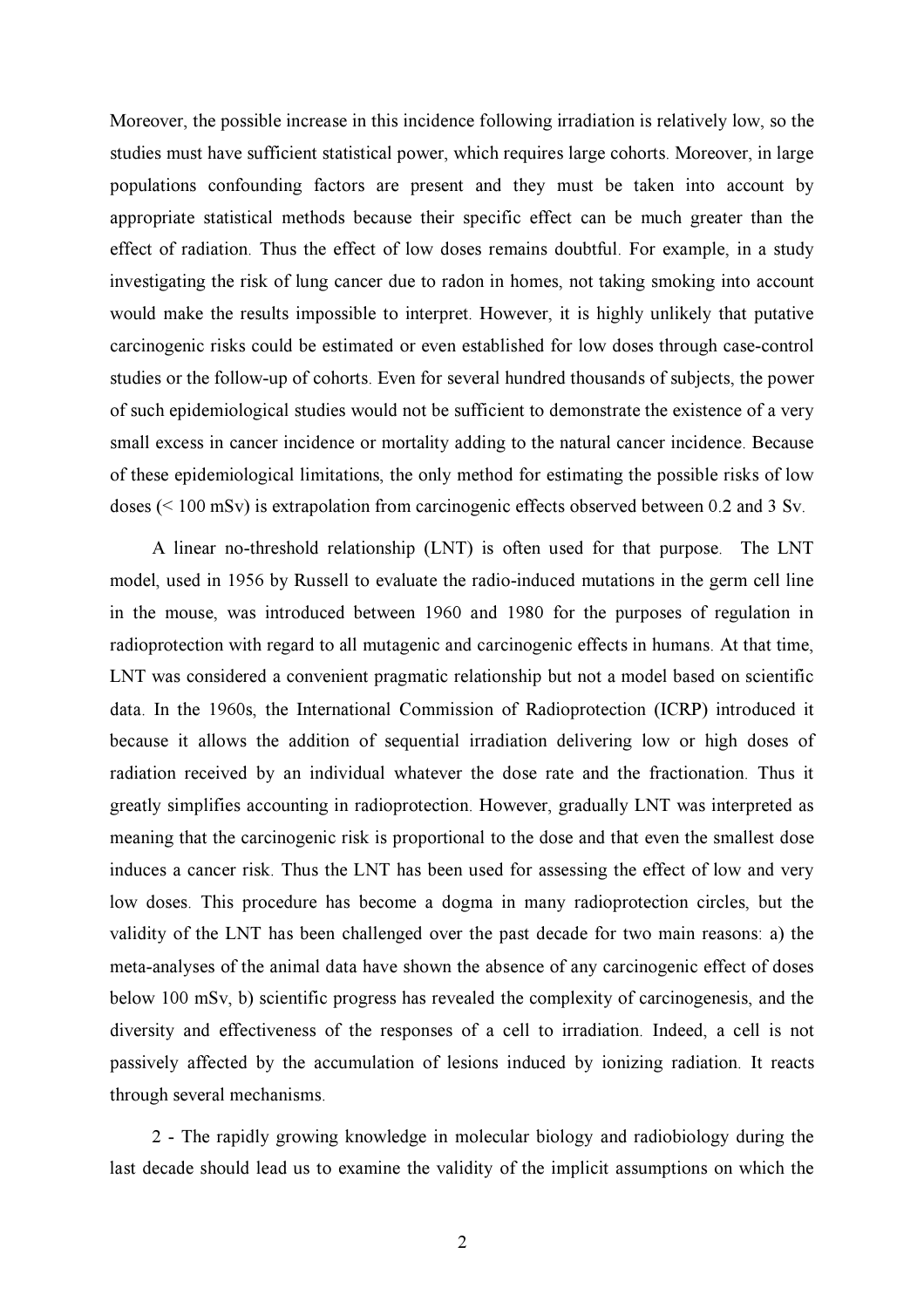Moreover, the possible increase in this incidence following irradiation is relatively low, so the studies must have sufficient statistical power, which requires large cohorts. Moreover, in large populations confounding factors are present and they must be taken into account by appropriate statistical methods because their specific effect can be much greater than the effect of radiation. Thus the effect of low doses remains doubtful. For example, in a study investigating the risk of lung cancer due to radon in homes, not taking smoking into account would make the results impossible to interpret. However, it is highly unlikely that putative carcinogenic risks could be estimated or even established for low doses through case-control studies or the follow-up of cohorts. Even for several hundred thousands of subjects, the power of such epidemiological studies would not be sufficient to demonstrate the existence of a very small excess in cancer incidence or mortality adding to the natural cancer incidence. Because of these epidemiological limitations, the only method for estimating the possible risks of low doses (< 100 mSv) is extrapolation from carcinogenic effects observed between 0.2 and 3 Sv.

A linear no-threshold relationship (LNT) is often used for that purpose. The LNT model, used in 1956 by Russell to evaluate the radio-induced mutations in the germ cell line in the mouse, was introduced between 1960 and 1980 for the purposes of regulation in radioprotection with regard to all mutagenic and carcinogenic effects in humans. At that time, LNT was considered a convenient pragmatic relationship but not a model based on scientific data. In the 1960s, the International Commission of Radioprotection (ICRP) introduced it because it allows the addition of sequential irradiation delivering low or high doses of radiation received by an individual whatever the dose rate and the fractionation. Thus it greatly simplifies accounting in radioprotection. However, gradually LNT was interpreted as meaning that the carcinogenic risk is proportional to the dose and that even the smallest dose induces a cancer risk. Thus the LNT has been used for assessing the effect of low and very low doses. This procedure has become a dogma in many radioprotection circles, but the validity of the LNT has been challenged over the past decade for two main reasons: a) the meta-analyses of the animal data have shown the absence of any carcinogenic effect of doses below 100 mSv, b) scientific progress has revealed the complexity of carcinogenesis, and the diversity and effectiveness of the responses of a cell to irradiation. Indeed, a cell is not passively affected by the accumulation of lesions induced by ionizing radiation. It reacts through several mechanisms.

2 - The rapidly growing knowledge in molecular biology and radiobiology during the last decade should lead us to examine the validity of the implicit assumptions on which the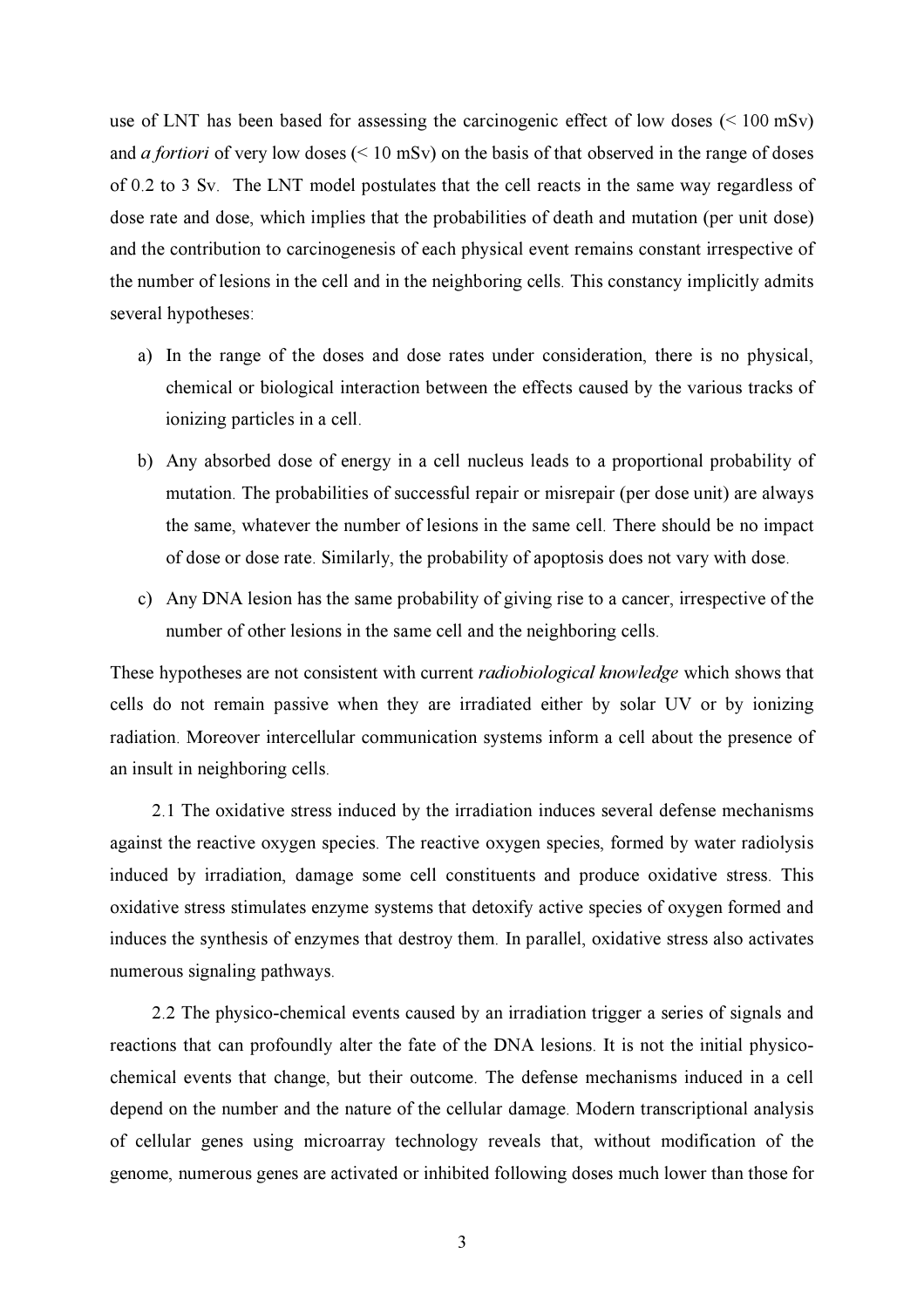use of LNT has been based for assessing the carcinogenic effect of low doses (< 100 mSv) and *a fortiori* of very low doses (< 10 mSv) on the basis of that observed in the range of doses of 0.2 to 3 Sv. The LNT model postulates that the cell reacts in the same way regardless of dose rate and dose, which implies that the probabilities of death and mutation (per unit dose) and the contribution to carcinogenesis of each physical event remains constant irrespective of the number of lesions in the cell and in the neighboring cells. This constancy implicitly admits several hypotheses:

a) In the range of the doses and dose rates under consideration, there is no physical, chemical or biological interaction between the effects caused by the various tracks of ionizing particles in a cell.

b) Any absorbed dose of energy in a cell nucleus leads to a proportional probability of mutation. The probabilities of successful repair or misrepair (per dose unit) are always the same, whatever the number of lesions in the same cell. There should be no impact of dose or dose rate. Similarly, the probability of apoptosis does not vary with dose.

c) Any DNA lesion has the same probability of giving rise to a cancer, irrespective of the number of other lesions in the same cell and the neighboring cells.

These hypotheses are not consistent with current *radiobiological knowledge* which shows that cells do not remain passive when they are irradiated either by solar UV or by ionizing radiation. Moreover intercellular communication systems inform a cell about the presence of an insult in neighboring cells.

2.1 The oxidative stress induced by the irradiation induces several defense mechanisms against the reactive oxygen species. The reactive oxygen species, formed by water radiolysis induced by irradiation, damage some cell constituents and produce oxidative stress. This oxidative stress stimulates enzyme systems that detoxify active species of oxygen formed and induces the synthesis of enzymes that destroy them. In parallel, oxidative stress also activates numerous signaling pathways.

2.2 The physico-chemical events caused by an irradiation trigger a series of signals and reactions that can profoundly alter the fate of the DNA lesions. It is not the initial physico-chemical events that change, but their outcome. The defense mechanisms induced in a cell depend on the number and the nature of the cellular damage. Modern transcriptional analysis of cellular genes using microarray technology reveals that, without modification of the genome, numerous genes are activated or inhibited following doses much lower than those for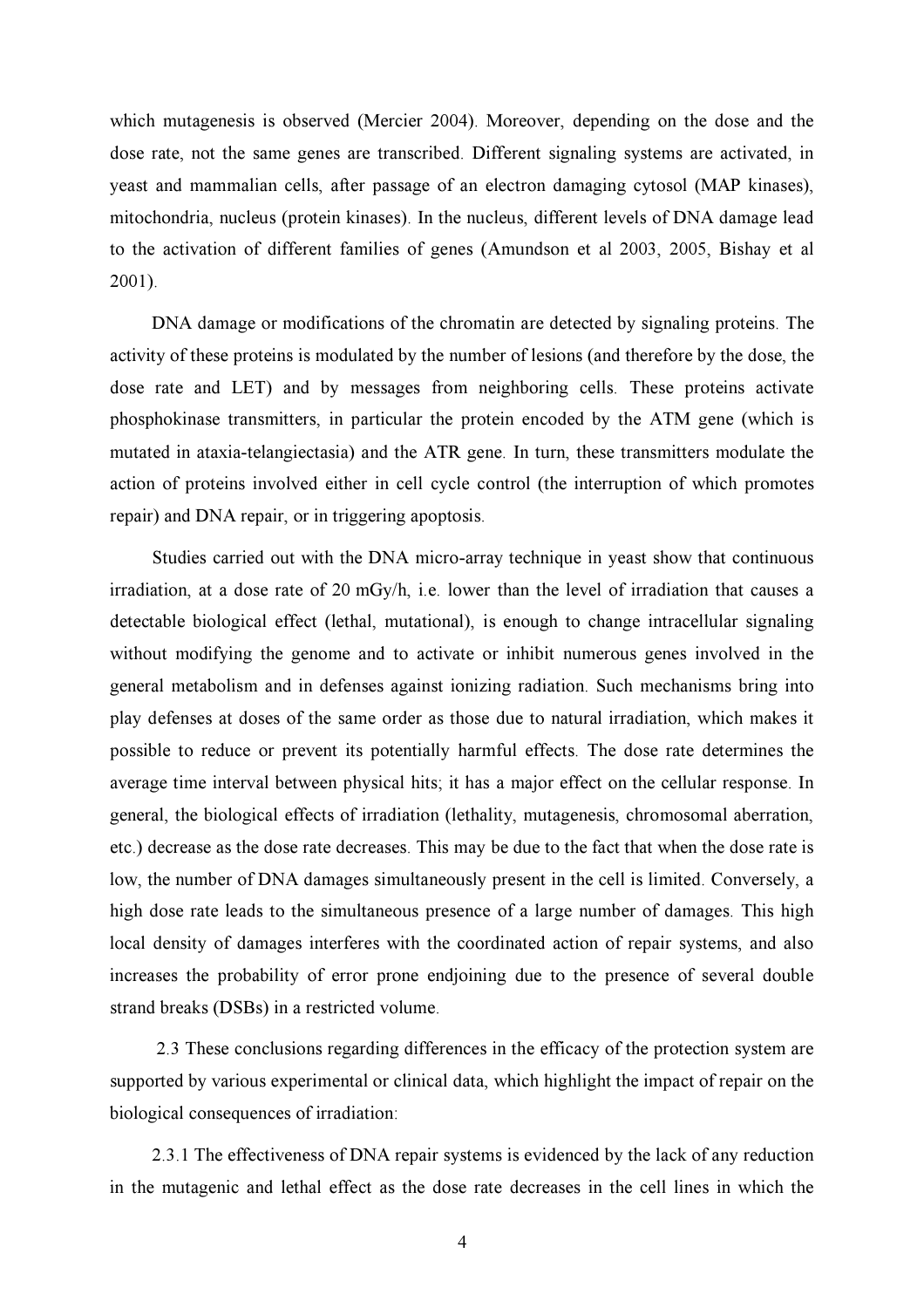which mutagenesis is observed (Mercier 2004). Moreover, depending on the dose and the dose rate, not the same genes are transcribed. Different signaling systems are activated, in yeast and mammalian cells, after passage of an electron damaging cytosol (MAP kinases), mitochondria, nucleus (protein kinases). In the nucleus, different levels of DNA damage lead to the activation of different families of genes (Amundson et al 2003, 2005, Bishay et al 2001).

DNA damage or modifications of the chromatin are detected by signaling proteins. The activity of these proteins is modulated by the number of lesions (and therefore by the dose, the dose rate and LET) and by messages from neighboring cells. These proteins activate phosphokinase transmitters, in particular the protein encoded by the ATM gene (which is mutated in ataxia-telangiectasia) and the ATR gene. In turn, these transmitters modulate the action of proteins involved either in cell cycle control (the interruption of which promotes repair) and DNA repair, or in triggering apoptosis.

Studies carried out with the DNA micro-array technique in yeast show that continuous irradiation, at a dose rate of 20 mGy/h, i.e. lower than the level of irradiation that causes a detectable biological effect (lethal, mutational), is enough to change intracellular signaling without modifying the genome and to activate or inhibit numerous genes involved in the general metabolism and in defenses against ionizing radiation. Such mechanisms bring into play defenses at doses of the same order as those due to natural irradiation, which makes it possible to reduce or prevent its potentially harmful effects. The dose rate determines the average time interval between physical hits; it has a major effect on the cellular response. In general, the biological effects of irradiation (lethality, mutagenesis, chromosomal aberration, etc.) decrease as the dose rate decreases. This may be due to the fact that when the dose rate is low, the number of DNA damages simultaneously present in the cell is limited. Conversely, a high dose rate leads to the simultaneous presence of a large number of damages. This high local density of damages interferes with the coordinated action of repair systems, and also increases the probability of error prone endjoining due to the presence of several double strand breaks (DSBs) in a restricted volume.

2.3 These conclusions regarding differences in the efficacy of the protection system are supported by various experimental or clinical data, which highlight the impact of repair on the biological consequences of irradiation:

2.3.1 The effectiveness of DNA repair systems is evidenced by the lack of any reduction in the mutagenic and lethal effect as the dose rate decreases in the cell lines in which the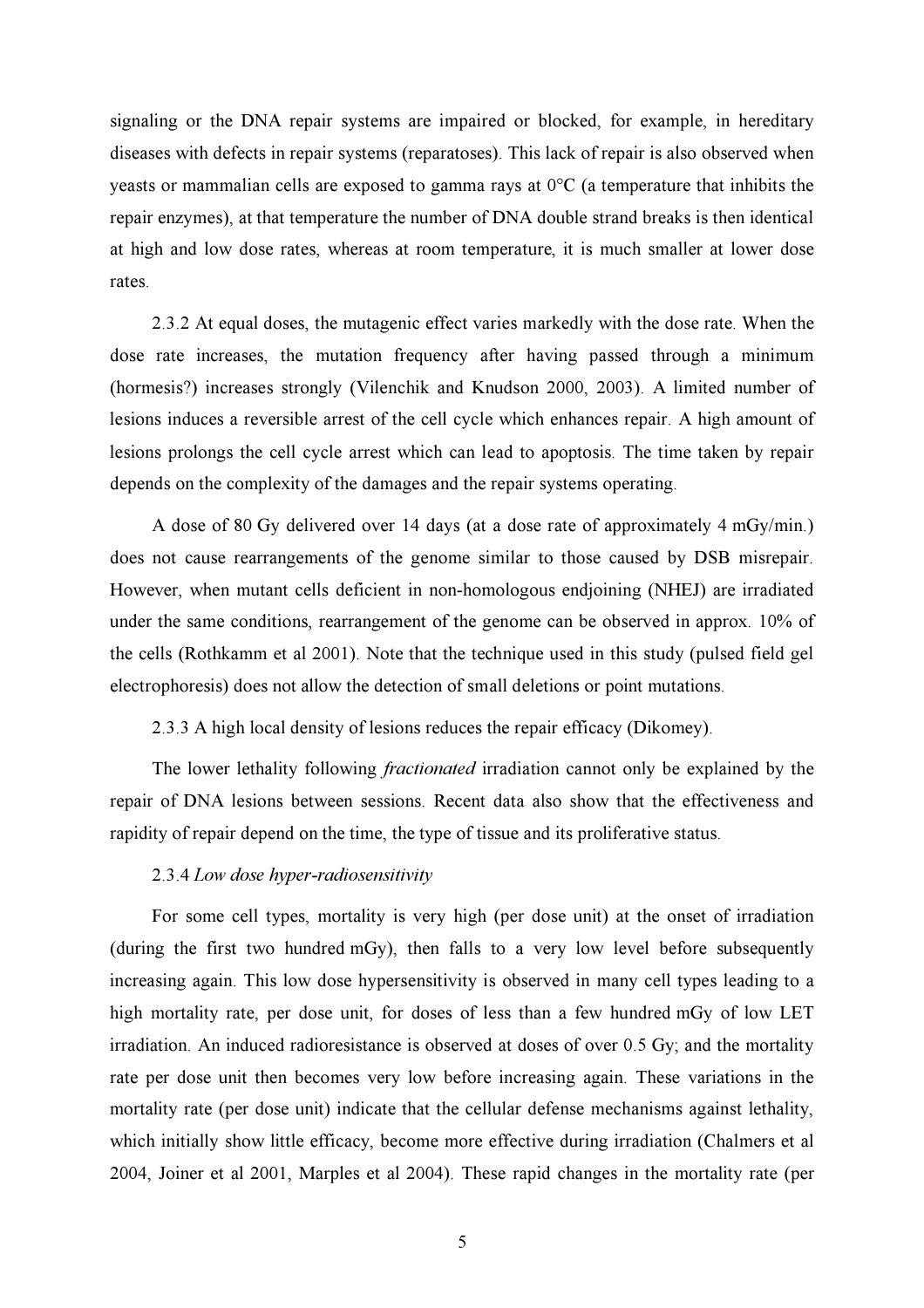signaling or the DNA repair systems are impaired or blocked, for example, in hereditary diseases with defects in repair systems (reparatoses). This lack of repair is also observed when yeasts or mammalian cells are exposed to gamma rays at 0°C (a temperature that inhibits the repair enzymes), at that temperature the number of DNA double strand breaks is then identical at high and low dose rates, whereas at room temperature, it is much smaller at lower dose rates.

2.3.2 At equal doses, the mutagenic effect varies markedly with the dose rate. When the dose rate increases, the mutation frequency after having passed through a minimum (hormesis?) increases strongly (Vilenchik and Knudson 2000, 2003). A limited number of lesions induces a reversible arrest of the cell cycle which enhances repair. A high amount of lesions prolongs the cell cycle arrest which can lead to apoptosis. The time taken by repair depends on the complexity of the damages and the repair systems operating.

A dose of 80 Gy delivered over 14 days (at a dose rate of approximately 4 mGy/min.) does not cause rearrangements of the genome similar to those caused by DSB misrepair. However, when mutant cells deficient in non-homologous endjoining (NHEJ) are irradiated under the same conditions, rearrangement of the genome can be observed in approx. 10% of the cells (Rothkamm et al 2001). Note that the technique used in this study (pulsed field gel electrophoresis) does not allow the detection of small deletions or point mutations.

2.3.3 A high local density of lesions reduces the repair efficacy (Dikomey).

The lower lethality following *fractionated* irradiation cannot only be explained by the repair of DNA lesions between sessions. Recent data also show that the effectiveness and rapidity of repair depend on the time, the type of tissue and its proliferative status.

2.3.4 *Low dose hyper-radiosensitivity*

For some cell types, mortality is very high (per dose unit) at the onset of irradiation (during the first two hundred mGy), then falls to a very low level before subsequently increasing again. This low dose hypersensitivity is observed in many cell types leading to a high mortality rate, per dose unit, for doses of less than a few hundred mGy of low LET irradiation. An induced radioresistance is observed at doses of over 0.5 Gy; and the mortality rate per dose unit then becomes very low before increasing again. These variations in the mortality rate (per dose unit) indicate that the cellular defense mechanisms against lethality, which initially show little efficacy, become more effective during irradiation (Chalmers et al 2004, Joiner et al 2001, Marples et al 2004). These rapid changes in the mortality rate (per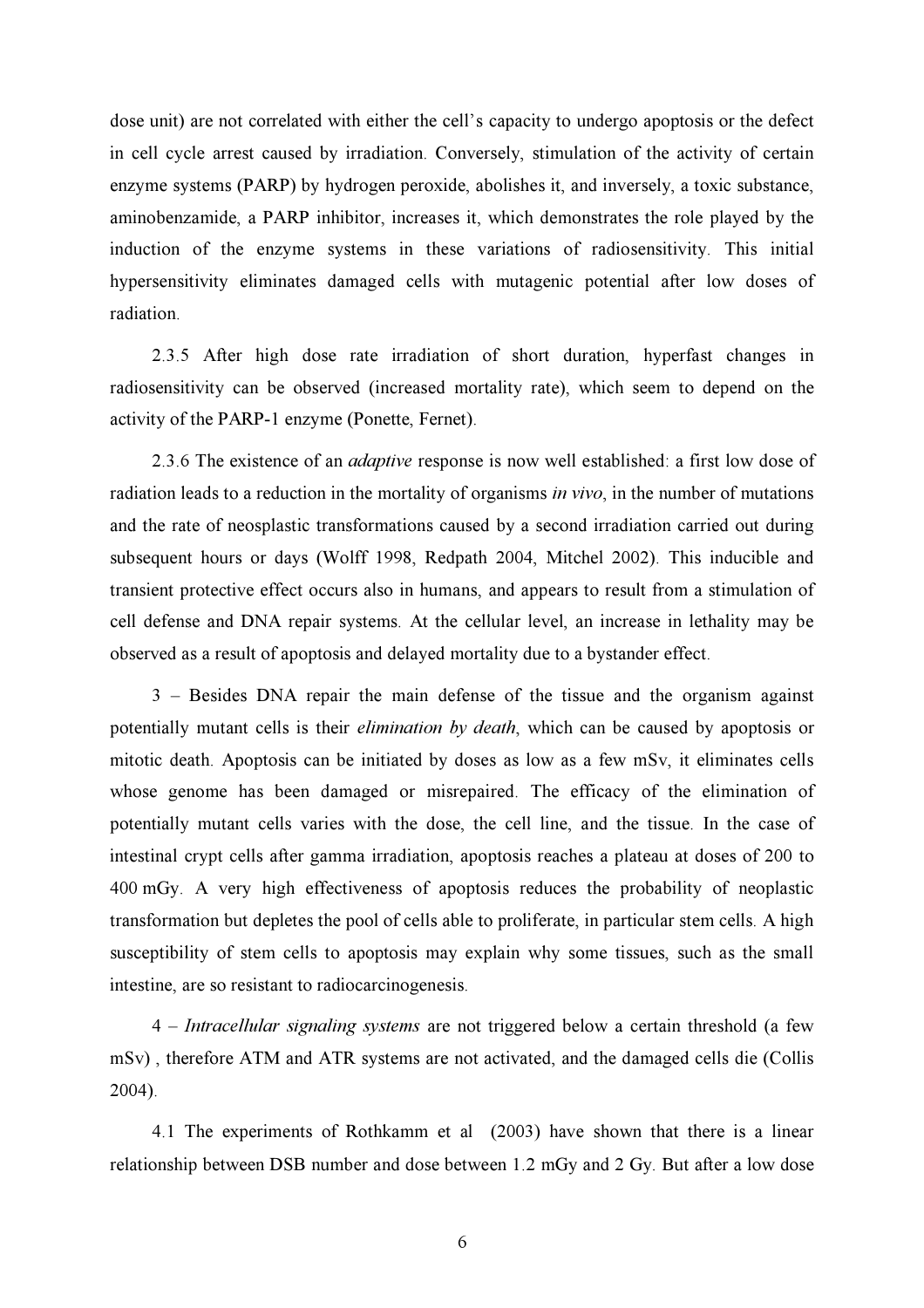dose unit) are not correlated with either the cell's capacity to undergo apoptosis or the defect in cell cycle arrest caused by irradiation. Conversely, stimulation of the activity of certain enzyme systems (PARP) by hydrogen peroxide, abolishes it, and inversely, a toxic substance, aminobenzamide, a PARP inhibitor, increases it, which demonstrates the role played by the induction of the enzyme systems in these variations of radiosensitivity. This initial hypersensitivity eliminates damaged cells with mutagenic potential after low doses of radiation.

2.3.5 After high dose rate irradiation of short duration, hyperfast changes in radiosensitivity can be observed (increased mortality rate), which seem to depend on the activity of the PARP-1 enzyme (Ponette, Fernet).

2.3.6 The existence of an *adaptive* response is now well established: a first low dose of radiation leads to a reduction in the mortality of organisms *in vivo*, in the number of mutations and the rate of neosplastic transformations caused by a second irradiation carried out during subsequent hours or days (Wolff 1998, Redpath 2004, Mitchel 2002). This inducible and transient protective effect occurs also in humans, and appears to result from a stimulation of cell defense and DNA repair systems. At the cellular level, an increase in lethality may be observed as a result of apoptosis and delayed mortality due to a bystander effect.

3 – Besides DNA repair the main defense of the tissue and the organism against potentially mutant cells is their *elimination by death*, which can be caused by apoptosis or mitotic death. Apoptosis can be initiated by doses as low as a few mSv, it eliminates cells whose genome has been damaged or misrepaired. The efficacy of the elimination of potentially mutant cells varies with the dose, the cell line, and the tissue. In the case of intestinal crypt cells after gamma irradiation, apoptosis reaches a plateau at doses of 200 to 400 mGy. A very high effectiveness of apoptosis reduces the probability of neoplastic transformation but depletes the pool of cells able to proliferate, in particular stem cells. A high susceptibility of stem cells to apoptosis may explain why some tissues, such as the small intestine, are so resistant to radiocarcinogenesis.

4 – *Intracellular signaling systems* are not triggered below a certain threshold (a few mSv) , therefore ATM and ATR systems are not activated, and the damaged cells die (Collis 2004).

4.1 The experiments of Rothkamm et al (2003) have shown that there is a linear relationship between DSB number and dose between 1.2 mGy and 2 Gy. But after a low dose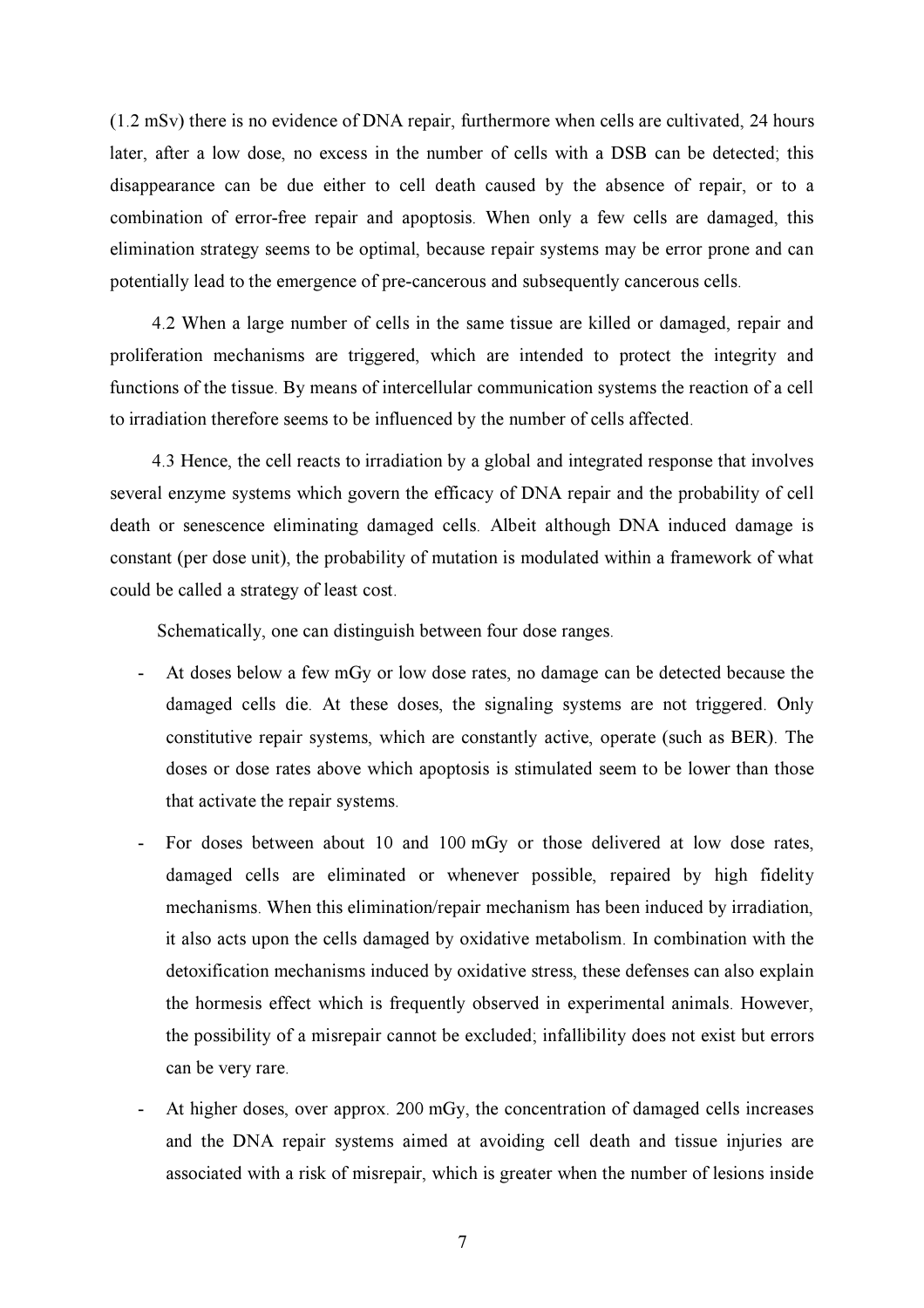(1.2 mSv) there is no evidence of DNA repair, furthermore when cells are cultivated, 24 hours later, after a low dose, no excess in the number of cells with a DSB can be detected; this disappearance can be due either to cell death caused by the absence of repair, or to a combination of error-free repair and apoptosis. When only a few cells are damaged, this elimination strategy seems to be optimal, because repair systems may be error prone and can potentially lead to the emergence of pre-cancerous and subsequently cancerous cells.

4.2 When a large number of cells in the same tissue are killed or damaged, repair and proliferation mechanisms are triggered, which are intended to protect the integrity and functions of the tissue. By means of intercellular communication systems the reaction of a cell to irradiation therefore seems to be influenced by the number of cells affected.

4.3 Hence, the cell reacts to irradiation by a global and integrated response that involves several enzyme systems which govern the efficacy of DNA repair and the probability of cell death or senescence eliminating damaged cells. Albeit although DNA induced damage is constant (per dose unit), the probability of mutation is modulated within a framework of what could be called a strategy of least cost.

Schematically, one can distinguish between four dose ranges.

- At doses below a few mGy or low dose rates, no damage can be detected because the damaged cells die. At these doses, the signaling systems are not triggered. Only constitutive repair systems, which are constantly active, operate (such as BER). The doses or dose rates above which apoptosis is stimulated seem to be lower than those that activate the repair systems.
- For doses between about 10 and 100 mGy or those delivered at low dose rates, damaged cells are eliminated or whenever possible, repaired by high fidelity mechanisms. When this elimination/repair mechanism has been induced by irradiation, it also acts upon the cells damaged by oxidative metabolism. In combination with the detoxification mechanisms induced by oxidative stress, these defenses can also explain the hormesis effect which is frequently observed in experimental animals. However, the possibility of a misrepair cannot be excluded; infallibility does not exist but errors can be very rare.
- At higher doses, over approx. 200 mGy, the concentration of damaged cells increases and the DNA repair systems aimed at avoiding cell death and tissue injuries are associated with a risk of misrepair, which is greater when the number of lesions inside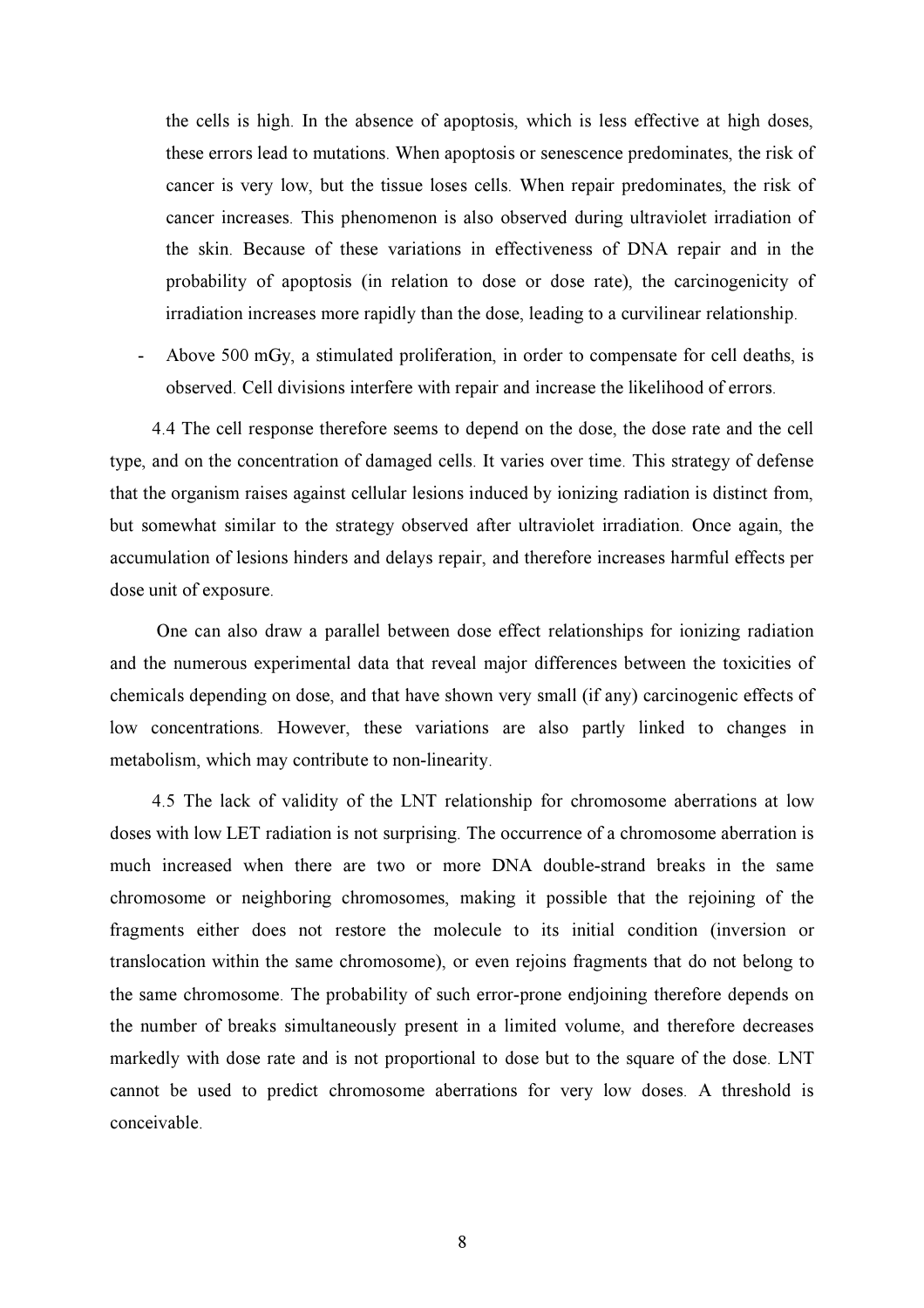the cells is high. In the absence of apoptosis, which is less effective at high doses, these errors lead to mutations. When apoptosis or senescence predominates, the risk of cancer is very low, but the tissue loses cells. When repair predominates, the risk of cancer increases. This phenomenon is also observed during ultraviolet irradiation of the skin. Because of these variations in effectiveness of DNA repair and in the probability of apoptosis (in relation to dose or dose rate), the carcinogenicity of irradiation increases more rapidly than the dose, leading to a curvilinear relationship.

- Above 500 mGy, a stimulated proliferation, in order to compensate for cell deaths, is observed. Cell divisions interfere with repair and increase the likelihood of errors.

4.4 The cell response therefore seems to depend on the dose, the dose rate and the cell type, and on the concentration of damaged cells. It varies over time. This strategy of defense that the organism raises against cellular lesions induced by ionizing radiation is distinct from, but somewhat similar to the strategy observed after ultraviolet irradiation. Once again, the accumulation of lesions hinders and delays repair, and therefore increases harmful effects per dose unit of exposure.

One can also draw a parallel between dose effect relationships for ionizing radiation and the numerous experimental data that reveal major differences between the toxicities of chemicals depending on dose, and that have shown very small (if any) carcinogenic effects of low concentrations. However, these variations are also partly linked to changes in metabolism, which may contribute to non-linearity.

4.5 The lack of validity of the LNT relationship for chromosome aberrations at low doses with low LET radiation is not surprising. The occurrence of a chromosome aberration is much increased when there are two or more DNA double-strand breaks in the same chromosome or neighboring chromosomes, making it possible that the rejoining of the fragments either does not restore the molecule to its initial condition (inversion or translocation within the same chromosome), or even rejoins fragments that do not belong to the same chromosome. The probability of such error-prone endjoining therefore depends on the number of breaks simultaneously present in a limited volume, and therefore decreases markedly with dose rate and is not proportional to dose but to the square of the dose. LNT cannot be used to predict chromosome aberrations for very low doses. A threshold is conceivable.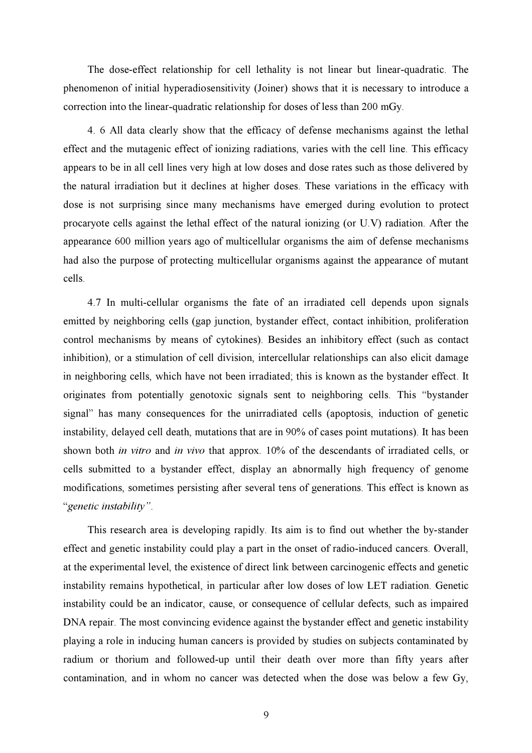The dose-effect relationship for cell lethality is not linear but linear-quadratic. The phenomenon of initial hyperadiosensitivity (Joiner) shows that it is necessary to introduce a correction into the linear-quadratic relationship for doses of less than 200 mGy.

4. 6 All data clearly show that the efficacy of defense mechanisms against the lethal effect and the mutagenic effect of ionizing radiations, varies with the cell line. This efficacy appears to be in all cell lines very high at low doses and dose rates such as those delivered by the natural irradiation but it declines at higher doses. These variations in the efficacy with dose is not surprising since many mechanisms have emerged during evolution to protect procaryote cells against the lethal effect of the natural ionizing (or U.V) radiation. After the appearance 600 million years ago of multicellular organisms the aim of defense mechanisms had also the purpose of protecting multicellular organisms against the appearance of mutant cells.

4.7 In multi-cellular organisms the fate of an irradiated cell depends upon signals emitted by neighboring cells (gap junction, bystander effect, contact inhibition, proliferation control mechanisms by means of cytokines). Besides an inhibitory effect (such as contact inhibition), or a stimulation of cell division, intercellular relationships can also elicit damage in neighboring cells, which have not been irradiated; this is known as the bystander effect. It originates from potentially genotoxic signals sent to neighboring cells. This "bystander signal" has many consequences for the unirradiated cells (apoptosis, induction of genetic instability, delayed cell death, mutations that are in 90% of cases point mutations). It has been shown both *in vitro* and *in vivo* that approx. 10% of the descendants of irradiated cells, or cells submitted to a bystander effect, display an abnormally high frequency of genome modifications, sometimes persisting after several tens of generations. This effect is known as "*genetic instability"*.

This research area is developing rapidly. Its aim is to find out whether the by-stander effect and genetic instability could play a part in the onset of radio-induced cancers. Overall, at the experimental level, the existence of direct link between carcinogenic effects and genetic instability remains hypothetical, in particular after low doses of low LET radiation. Genetic instability could be an indicator, cause, or consequence of cellular defects, such as impaired DNA repair. The most convincing evidence against the bystander effect and genetic instability playing a role in inducing human cancers is provided by studies on subjects contaminated by radium or thorium and followed-up until their death over more than fifty years after contamination, and in whom no cancer was detected when the dose was below a few Gy,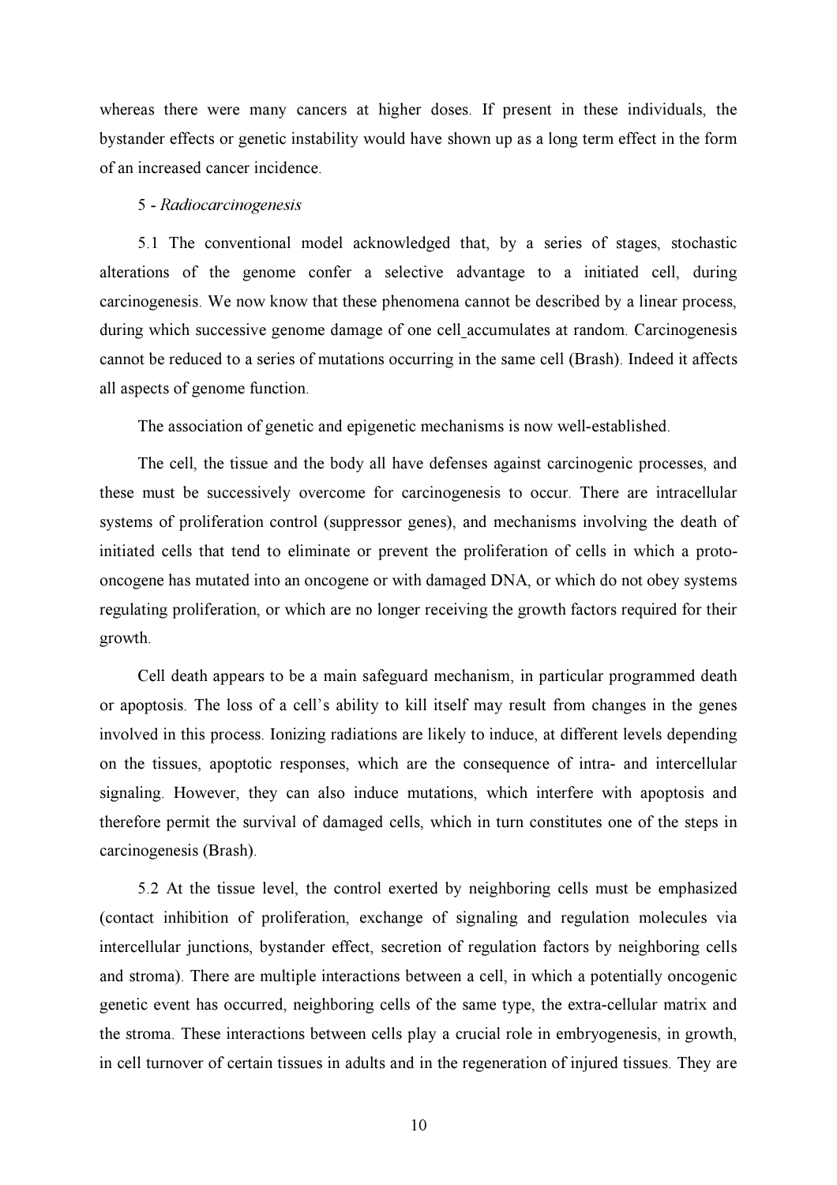whereas there were many cancers at higher doses. If present in these individuals, the bystander effects or genetic instability would have shown up as a long term effect in the form of an increased cancer incidence.

5 - *Radiocarcinogenesis*

5.1 The conventional model acknowledged that, by a series of stages, stochastic alterations of the genome confer a selective advantage to a initiated cell, during carcinogenesis. We now know that these phenomena cannot be described by a linear process, during which successive genome damage of one cell accumulates at random. Carcinogenesis cannot be reduced to a series of mutations occurring in the same cell (Brash). Indeed it affects all aspects of genome function.

The association of genetic and epigenetic mechanisms is now well-established.

The cell, the tissue and the body all have defenses against carcinogenic processes, and these must be successively overcome for carcinogenesis to occur. There are intracellular systems of proliferation control (suppressor genes), and mechanisms involving the death of initiated cells that tend to eliminate or prevent the proliferation of cells in which a proto-oncogene has mutated into an oncogene or with damaged DNA, or which do not obey systems regulating proliferation, or which are no longer receiving the growth factors required for their growth.

Cell death appears to be a main safeguard mechanism, in particular programmed death or apoptosis. The loss of a cell's ability to kill itself may result from changes in the genes involved in this process. Ionizing radiations are likely to induce, at different levels depending on the tissues, apoptotic responses, which are the consequence of intra- and intercellular signaling. However, they can also induce mutations, which interfere with apoptosis and therefore permit the survival of damaged cells, which in turn constitutes one of the steps in carcinogenesis (Brash).

5.2 At the tissue level, the control exerted by neighboring cells must be emphasized (contact inhibition of proliferation, exchange of signaling and regulation molecules via intercellular junctions, bystander effect, secretion of regulation factors by neighboring cells and stroma). There are multiple interactions between a cell, in which a potentially oncogenic genetic event has occurred, neighboring cells of the same type, the extra-cellular matrix and the stroma. These interactions between cells play a crucial role in embryogenesis, in growth, in cell turnover of certain tissues in adults and in the regeneration of injured tissues. They are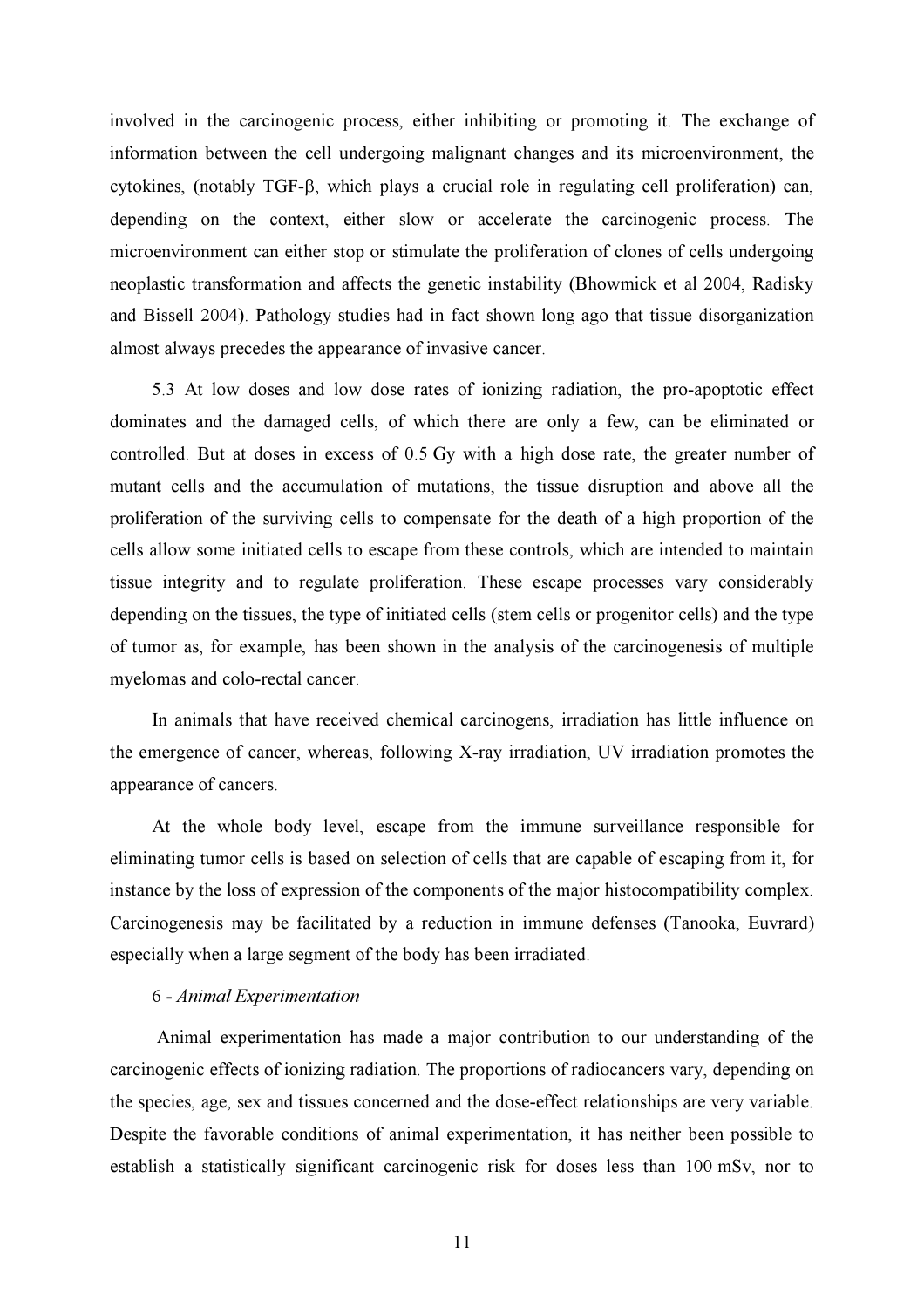involved in the carcinogenic process, either inhibiting or promoting it. The exchange of information between the cell undergoing malignant changes and its microenvironment, the cytokines, (notably TGF-β, which plays a crucial role in regulating cell proliferation) can, depending on the context, either slow or accelerate the carcinogenic process. The microenvironment can either stop or stimulate the proliferation of clones of cells undergoing neoplastic transformation and affects the genetic instability (Bhowmick et al 2004, Radisky and Bissell 2004). Pathology studies had in fact shown long ago that tissue disorganization almost always precedes the appearance of invasive cancer.

5.3 At low doses and low dose rates of ionizing radiation, the pro-apoptotic effect dominates and the damaged cells, of which there are only a few, can be eliminated or controlled. But at doses in excess of 0.5 Gy with a high dose rate, the greater number of mutant cells and the accumulation of mutations, the tissue disruption and above all the proliferation of the surviving cells to compensate for the death of a high proportion of the cells allow some initiated cells to escape from these controls, which are intended to maintain tissue integrity and to regulate proliferation. These escape processes vary considerably depending on the tissues, the type of initiated cells (stem cells or progenitor cells) and the type of tumor as, for example, has been shown in the analysis of the carcinogenesis of multiple myelomas and colo-rectal cancer.

In animals that have received chemical carcinogens, irradiation has little influence on the emergence of cancer, whereas, following X-ray irradiation, UV irradiation promotes the appearance of cancers.

At the whole body level, escape from the immune surveillance responsible for eliminating tumor cells is based on selection of cells that are capable of escaping from it, for instance by the loss of expression of the components of the major histocompatibility complex. Carcinogenesis may be facilitated by a reduction in immune defenses (Tanooka, Euvrard) especially when a large segment of the body has been irradiated.

6 - *Animal Experimentation*

Animal experimentation has made a major contribution to our understanding of the carcinogenic effects of ionizing radiation. The proportions of radiocancers vary, depending on the species, age, sex and tissues concerned and the dose-effect relationships are very variable. Despite the favorable conditions of animal experimentation, it has neither been possible to establish a statistically significant carcinogenic risk for doses less than 100 mSv, nor to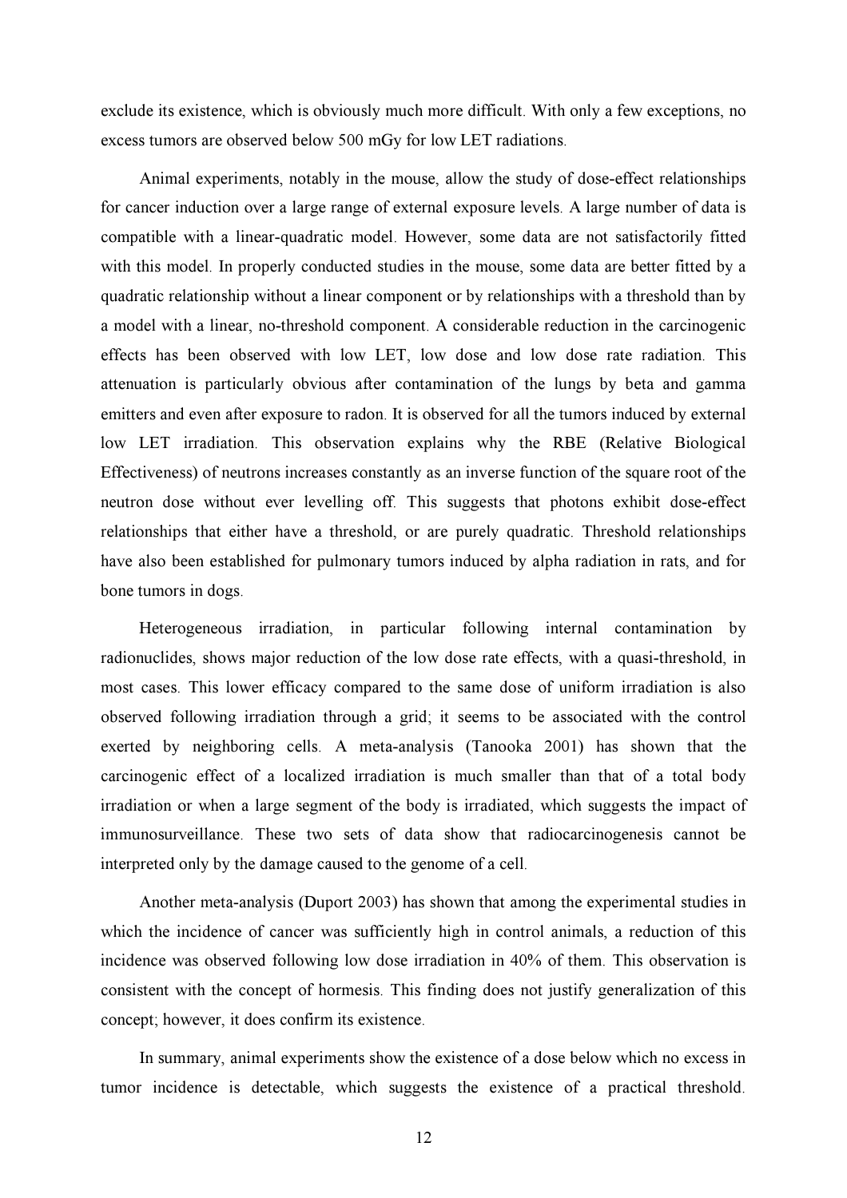exclude its existence, which is obviously much more difficult. With only a few exceptions, no excess tumors are observed below 500 mGy for low LET radiations.

Animal experiments, notably in the mouse, allow the study of dose-effect relationships for cancer induction over a large range of external exposure levels. A large number of data is compatible with a linear-quadratic model. However, some data are not satisfactorily fitted with this model. In properly conducted studies in the mouse, some data are better fitted by a quadratic relationship without a linear component or by relationships with a threshold than by a model with a linear, no-threshold component. A considerable reduction in the carcinogenic effects has been observed with low LET, low dose and low dose rate radiation. This attenuation is particularly obvious after contamination of the lungs by beta and gamma emitters and even after exposure to radon. It is observed for all the tumors induced by external low LET irradiation. This observation explains why the RBE (Relative Biological Effectiveness) of neutrons increases constantly as an inverse function of the square root of the neutron dose without ever levelling off. This suggests that photons exhibit dose-effect relationships that either have a threshold, or are purely quadratic. Threshold relationships have also been established for pulmonary tumors induced by alpha radiation in rats, and for bone tumors in dogs.

Heterogeneous irradiation, in particular following internal contamination by radionuclides, shows major reduction of the low dose rate effects, with a quasi-threshold, in most cases. This lower efficacy compared to the same dose of uniform irradiation is also observed following irradiation through a grid; it seems to be associated with the control exerted by neighboring cells. A meta-analysis (Tanooka 2001) has shown that the carcinogenic effect of a localized irradiation is much smaller than that of a total body irradiation or when a large segment of the body is irradiated, which suggests the impact of immunosurveillance. These two sets of data show that radiocarcinogenesis cannot be interpreted only by the damage caused to the genome of a cell.

Another meta-analysis (Duport 2003) has shown that among the experimental studies in which the incidence of cancer was sufficiently high in control animals, a reduction of this incidence was observed following low dose irradiation in 40% of them. This observation is consistent with the concept of hormesis. This finding does not justify generalization of this concept; however, it does confirm its existence.

In summary, animal experiments show the existence of a dose below which no excess in tumor incidence is detectable, which suggests the existence of a practical threshold.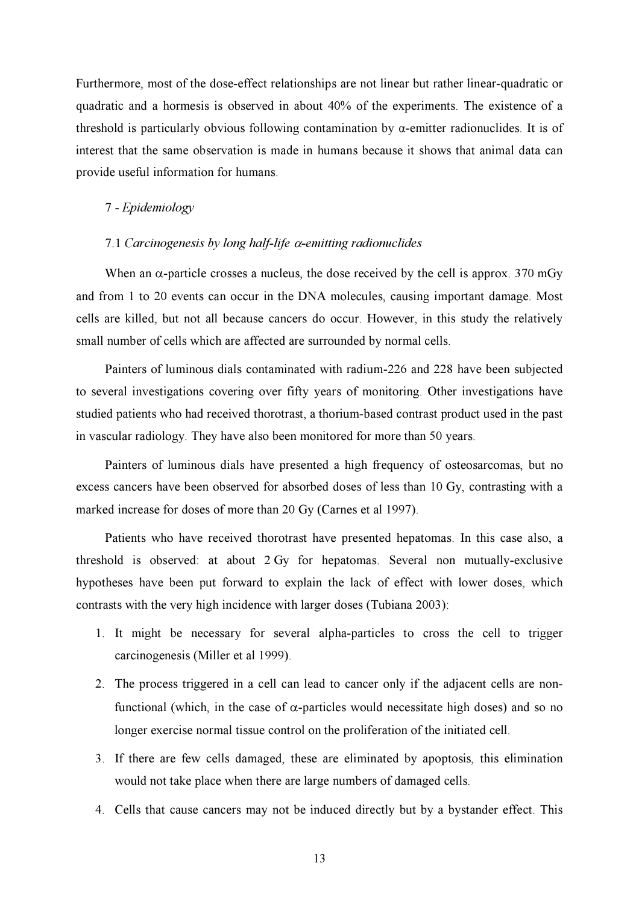Furthermore, most of the dose-effect relationships are not linear but rather linear-quadratic or quadratic and a hormesis is observed in about 40% of the experiments. The existence of a threshold is particularly obvious following contamination by α-emitter radionuclides. It is of interest that the same observation is made in humans because it shows that animal data can provide useful information for humans.

## 7 - *Epidemiology*

### 7.1 *Carcinogenesis by long half-life α-emitting radionuclides*

When an α-particle crosses a nucleus, the dose received by the cell is approx. 370 mGy and from 1 to 20 events can occur in the DNA molecules, causing important damage. Most cells are killed, but not all because cancers do occur. However, in this study the relatively small number of cells which are affected are surrounded by normal cells.

Painters of luminous dials contaminated with radium-226 and 228 have been subjected to several investigations covering over fifty years of monitoring. Other investigations have studied patients who had received thorotrast, a thorium-based contrast product used in the past in vascular radiology. They have also been monitored for more than 50 years.

Painters of luminous dials have presented a high frequency of osteosarcomas, but no excess cancers have been observed for absorbed doses of less than 10 Gy, contrasting with a marked increase for doses of more than 20 Gy (Carnes et al 1997).

Patients who have received thorotrast have presented hepatomas. In this case also, a threshold is observed: at about 2 Gy for hepatomas. Several non mutually-exclusive hypotheses have been put forward to explain the lack of effect with lower doses, which contrasts with the very high incidence with larger doses (Tubiana 2003):

1. It might be necessary for several alpha-particles to cross the cell to trigger carcinogenesis (Miller et al 1999).
2. The process triggered in a cell can lead to cancer only if the adjacent cells are non-functional (which, in the case of α-particles would necessitate high doses) and so no longer exercise normal tissue control on the proliferation of the initiated cell.
3. If there are few cells damaged, these are eliminated by apoptosis, this elimination would not take place when there are large numbers of damaged cells.
4. Cells that cause cancers may not be induced directly but by a bystander effect. This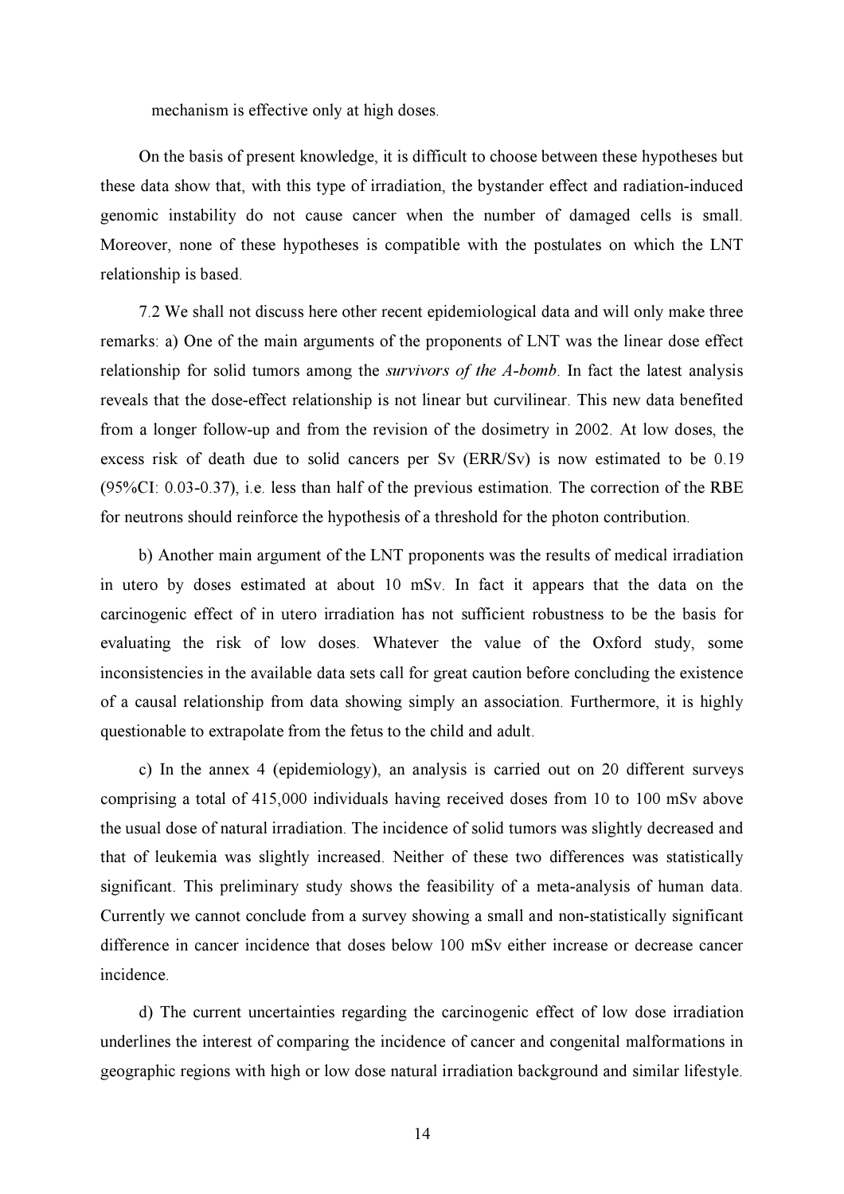mechanism is effective only at high doses.

On the basis of present knowledge, it is difficult to choose between these hypotheses but these data show that, with this type of irradiation, the bystander effect and radiation-induced genomic instability do not cause cancer when the number of damaged cells is small. Moreover, none of these hypotheses is compatible with the postulates on which the LNT relationship is based.

7.2 We shall not discuss here other recent epidemiological data and will only make three remarks: a) One of the main arguments of the proponents of LNT was the linear dose effect relationship for solid tumors among the *survivors of the A-bomb*. In fact the latest analysis reveals that the dose-effect relationship is not linear but curvilinear. This new data benefited from a longer follow-up and from the revision of the dosimetry in 2002. At low doses, the excess risk of death due to solid cancers per Sv (ERR/Sv) is now estimated to be 0.19 (95%CI: 0.03-0.37), i.e. less than half of the previous estimation. The correction of the RBE for neutrons should reinforce the hypothesis of a threshold for the photon contribution.

b) Another main argument of the LNT proponents was the results of medical irradiation in utero by doses estimated at about 10 mSv. In fact it appears that the data on the carcinogenic effect of in utero irradiation has not sufficient robustness to be the basis for evaluating the risk of low doses. Whatever the value of the Oxford study, some inconsistencies in the available data sets call for great caution before concluding the existence of a causal relationship from data showing simply an association. Furthermore, it is highly questionable to extrapolate from the fetus to the child and adult.

c) In the annex 4 (epidemiology), an analysis is carried out on 20 different surveys comprising a total of 415,000 individuals having received doses from 10 to 100 mSv above the usual dose of natural irradiation. The incidence of solid tumors was slightly decreased and that of leukemia was slightly increased. Neither of these two differences was statistically significant. This preliminary study shows the feasibility of a meta-analysis of human data. Currently we cannot conclude from a survey showing a small and non-statistically significant difference in cancer incidence that doses below 100 mSv either increase or decrease cancer incidence.

d) The current uncertainties regarding the carcinogenic effect of low dose irradiation underlines the interest of comparing the incidence of cancer and congenital malformations in geographic regions with high or low dose natural irradiation background and similar lifestyle.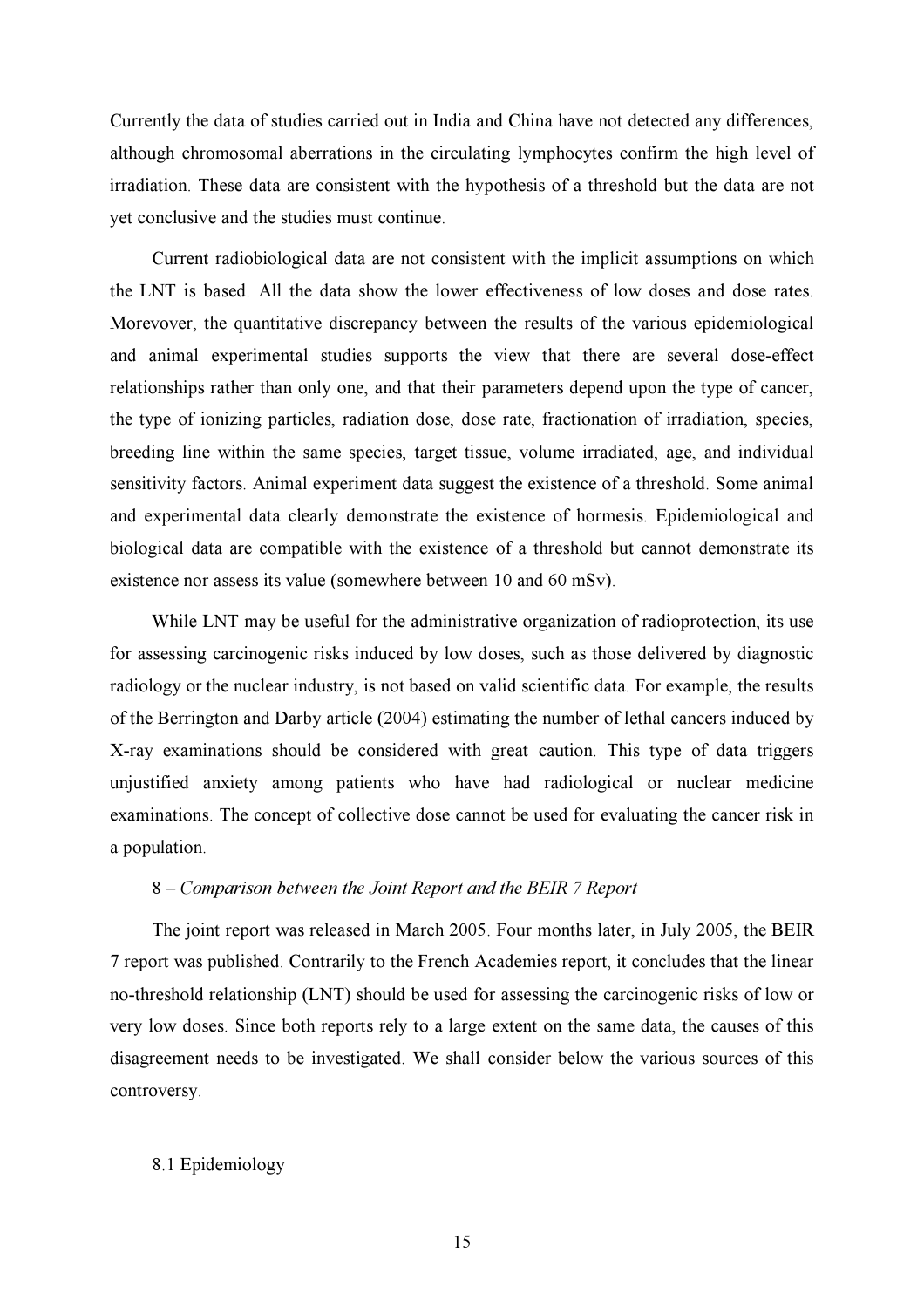Currently the data of studies carried out in India and China have not detected any differences, although chromosomal aberrations in the circulating lymphocytes confirm the high level of irradiation. These data are consistent with the hypothesis of a threshold but the data are not yet conclusive and the studies must continue.

Current radiobiological data are not consistent with the implicit assumptions on which the LNT is based. All the data show the lower effectiveness of low doses and dose rates. Morevover, the quantitative discrepancy between the results of the various epidemiological and animal experimental studies supports the view that there are several dose-effect relationships rather than only one, and that their parameters depend upon the type of cancer, the type of ionizing particles, radiation dose, dose rate, fractionation of irradiation, species, breeding line within the same species, target tissue, volume irradiated, age, and individual sensitivity factors. Animal experiment data suggest the existence of a threshold. Some animal and experimental data clearly demonstrate the existence of hormesis. Epidemiological and biological data are compatible with the existence of a threshold but cannot demonstrate its existence nor assess its value (somewhere between 10 and 60 mSv).

While LNT may be useful for the administrative organization of radioprotection, its use for assessing carcinogenic risks induced by low doses, such as those delivered by diagnostic radiology or the nuclear industry, is not based on valid scientific data. For example, the results of the Berrington and Darby article (2004) estimating the number of lethal cancers induced by X-ray examinations should be considered with great caution. This type of data triggers unjustified anxiety among patients who have had radiological or nuclear medicine examinations. The concept of collective dose cannot be used for evaluating the cancer risk in a population.

## 8 – *Comparison between the Joint Report and the BEIR 7 Report*

The joint report was released in March 2005. Four months later, in July 2005, the BEIR 7 report was published. Contrarily to the French Academies report, it concludes that the linear no-threshold relationship (LNT) should be used for assessing the carcinogenic risks of low or very low doses. Since both reports rely to a large extent on the same data, the causes of this disagreement needs to be investigated. We shall consider below the various sources of this controversy.

### 8.1 Epidemiology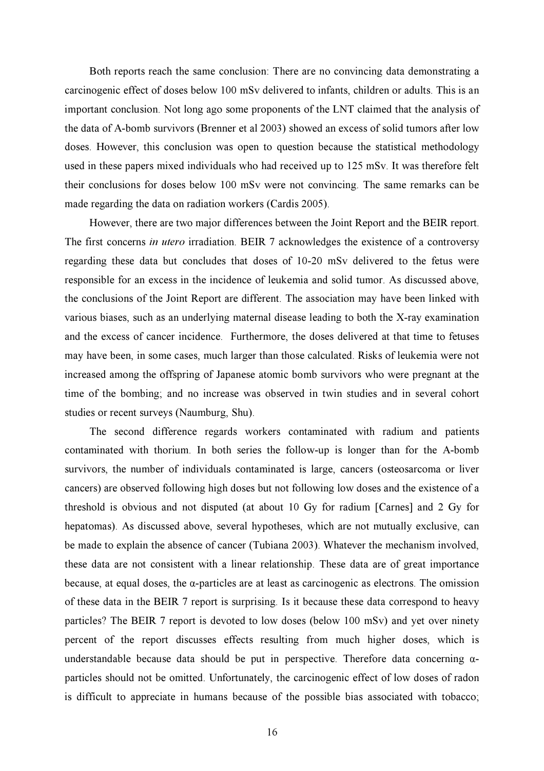Both reports reach the same conclusion: There are no convincing data demonstrating a carcinogenic effect of doses below 100 mSv delivered to infants, children or adults. This is an important conclusion. Not long ago some proponents of the LNT claimed that the analysis of the data of A-bomb survivors (Brenner et al 2003) showed an excess of solid tumors after low doses. However, this conclusion was open to question because the statistical methodology used in these papers mixed individuals who had received up to 125 mSv. It was therefore felt their conclusions for doses below 100 mSv were not convincing. The same remarks can be made regarding the data on radiation workers (Cardis 2005).

However, there are two major differences between the Joint Report and the BEIR report. The first concerns *in utero* irradiation. BEIR 7 acknowledges the existence of a controversy regarding these data but concludes that doses of 10-20 mSv delivered to the fetus were responsible for an excess in the incidence of leukemia and solid tumor. As discussed above, the conclusions of the Joint Report are different. The association may have been linked with various biases, such as an underlying maternal disease leading to both the X-ray examination and the excess of cancer incidence. Furthermore, the doses delivered at that time to fetuses may have been, in some cases, much larger than those calculated. Risks of leukemia were not increased among the offspring of Japanese atomic bomb survivors who were pregnant at the time of the bombing; and no increase was observed in twin studies and in several cohort studies or recent surveys (Naumburg, Shu).

The second difference regards workers contaminated with radium and patients contaminated with thorium. In both series the follow-up is longer than for the A-bomb survivors, the number of individuals contaminated is large, cancers (osteosarcoma or liver cancers) are observed following high doses but not following low doses and the existence of a threshold is obvious and not disputed (at about 10 Gy for radium [Carnes] and 2 Gy for hepatomas). As discussed above, several hypotheses, which are not mutually exclusive, can be made to explain the absence of cancer (Tubiana 2003). Whatever the mechanism involved, these data are not consistent with a linear relationship. These data are of great importance because, at equal doses, the α-particles are at least as carcinogenic as electrons. The omission of these data in the BEIR 7 report is surprising. Is it because these data correspond to heavy particles? The BEIR 7 report is devoted to low doses (below 100 mSv) and yet over ninety percent of the report discusses effects resulting from much higher doses, which is understandable because data should be put in perspective. Therefore data concerning α-particles should not be omitted. Unfortunately, the carcinogenic effect of low doses of radon is difficult to appreciate in humans because of the possible bias associated with tobacco;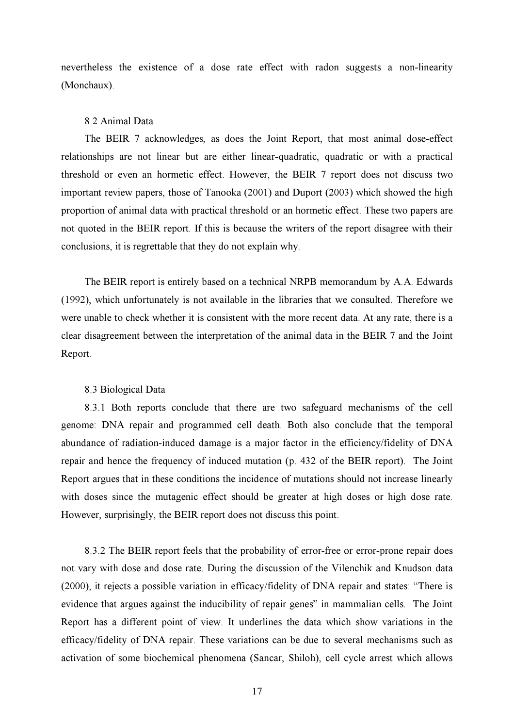nevertheless the existence of a dose rate effect with radon suggests a non-linearity (Monchaux).

### 8.2 Animal Data

The BEIR 7 acknowledges, as does the Joint Report, that most animal dose-effect relationships are not linear but are either linear-quadratic, quadratic or with a practical threshold or even an hormetic effect. However, the BEIR 7 report does not discuss two important review papers, those of Tanooka (2001) and Duport (2003) which showed the high proportion of animal data with practical threshold or an hormetic effect. These two papers are not quoted in the BEIR report. If this is because the writers of the report disagree with their conclusions, it is regrettable that they do not explain why.

The BEIR report is entirely based on a technical NRPB memorandum by A.A. Edwards (1992), which unfortunately is not available in the libraries that we consulted. Therefore we were unable to check whether it is consistent with the more recent data. At any rate, there is a clear disagreement between the interpretation of the animal data in the BEIR 7 and the Joint Report.

### 8.3 Biological Data

8.3.1 Both reports conclude that there are two safeguard mechanisms of the cell genome: DNA repair and programmed cell death. Both also conclude that the temporal abundance of radiation-induced damage is a major factor in the efficiency/fidelity of DNA repair and hence the frequency of induced mutation (p. 432 of the BEIR report). The Joint Report argues that in these conditions the incidence of mutations should not increase linearly with doses since the mutagenic effect should be greater at high doses or high dose rate. However, surprisingly, the BEIR report does not discuss this point.

8.3.2 The BEIR report feels that the probability of error-free or error-prone repair does not vary with dose and dose rate. During the discussion of the Vilenchik and Knudson data (2000), it rejects a possible variation in efficacy/fidelity of DNA repair and states: "There is evidence that argues against the inducibility of repair genes" in mammalian cells. The Joint Report has a different point of view. It underlines the data which show variations in the efficacy/fidelity of DNA repair. These variations can be due to several mechanisms such as activation of some biochemical phenomena (Sancar, Shiloh), cell cycle arrest which allows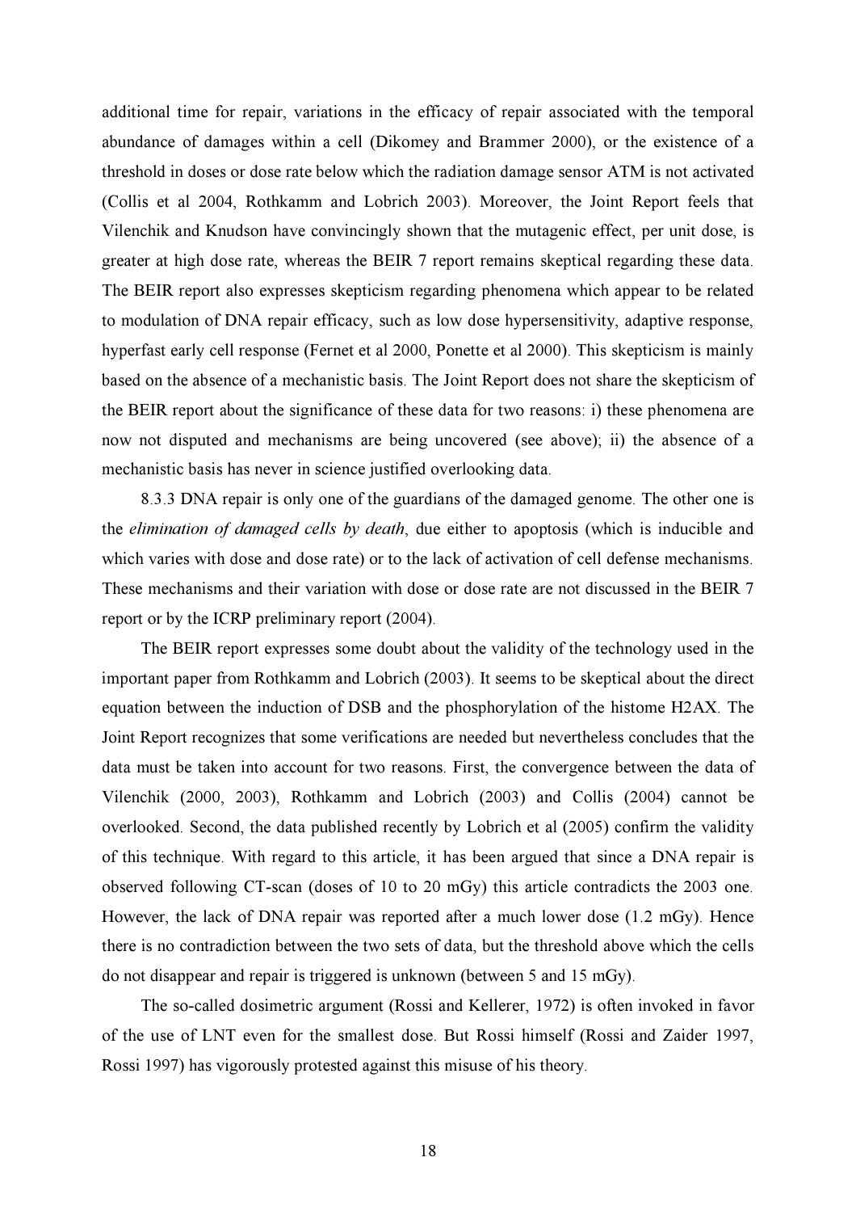additional time for repair, variations in the efficacy of repair associated with the temporal abundance of damages within a cell (Dikomey and Brammer 2000), or the existence of a threshold in doses or dose rate below which the radiation damage sensor ATM is not activated (Collis et al 2004, Rothkamm and Lobrich 2003). Moreover, the Joint Report feels that Vilenchik and Knudson have convincingly shown that the mutagenic effect, per unit dose, is greater at high dose rate, whereas the BEIR 7 report remains skeptical regarding these data. The BEIR report also expresses skepticism regarding phenomena which appear to be related to modulation of DNA repair efficacy, such as low dose hypersensitivity, adaptive response, hyperfast early cell response (Fernet et al 2000, Ponette et al 2000). This skepticism is mainly based on the absence of a mechanistic basis. The Joint Report does not share the skepticism of the BEIR report about the significance of these data for two reasons: i) these phenomena are now not disputed and mechanisms are being uncovered (see above); ii) the absence of a mechanistic basis has never in science justified overlooking data.

8.3.3 DNA repair is only one of the guardians of the damaged genome. The other one is the *elimination of damaged cells by death*, due either to apoptosis (which is inducible and which varies with dose and dose rate) or to the lack of activation of cell defense mechanisms. These mechanisms and their variation with dose or dose rate are not discussed in the BEIR 7 report or by the ICRP preliminary report (2004).

The BEIR report expresses some doubt about the validity of the technology used in the important paper from Rothkamm and Lobrich (2003). It seems to be skeptical about the direct equation between the induction of DSB and the phosphorylation of the histome H2AX. The Joint Report recognizes that some verifications are needed but nevertheless concludes that the data must be taken into account for two reasons. First, the convergence between the data of Vilenchik (2000, 2003), Rothkamm and Lobrich (2003) and Collis (2004) cannot be overlooked. Second, the data published recently by Lobrich et al (2005) confirm the validity of this technique. With regard to this article, it has been argued that since a DNA repair is observed following CT-scan (doses of 10 to 20 mGy) this article contradicts the 2003 one. However, the lack of DNA repair was reported after a much lower dose (1.2 mGy). Hence there is no contradiction between the two sets of data, but the threshold above which the cells do not disappear and repair is triggered is unknown (between 5 and 15 mGy).

The so-called dosimetric argument (Rossi and Kellerer, 1972) is often invoked in favor of the use of LNT even for the smallest dose. But Rossi himself (Rossi and Zaider 1997, Rossi 1997) has vigorously protested against this misuse of his theory.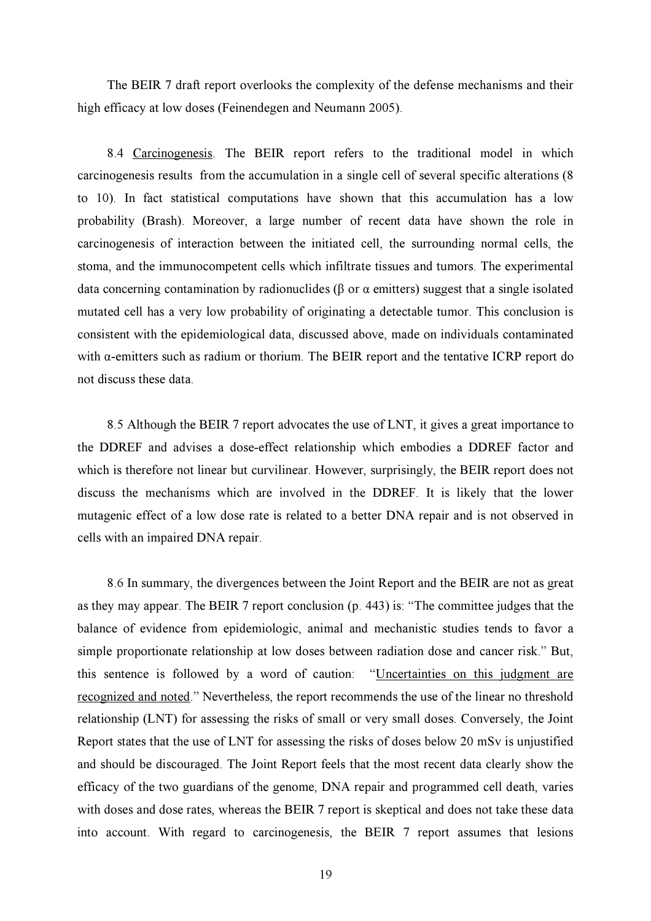The BEIR 7 draft report overlooks the complexity of the defense mechanisms and their high efficacy at low doses (Feinendegen and Neumann 2005).

8.4 Carcinogenesis. The BEIR report refers to the traditional model in which carcinogenesis results from the accumulation in a single cell of several specific alterations (8 to 10). In fact statistical computations have shown that this accumulation has a low probability (Brash). Moreover, a large number of recent data have shown the role in carcinogenesis of interaction between the initiated cell, the surrounding normal cells, the stoma, and the immunocompetent cells which infiltrate tissues and tumors. The experimental data concerning contamination by radionuclides (β or α emitters) suggest that a single isolated mutated cell has a very low probability of originating a detectable tumor. This conclusion is consistent with the epidemiological data, discussed above, made on individuals contaminated with α-emitters such as radium or thorium. The BEIR report and the tentative ICRP report do not discuss these data.

8.5 Although the BEIR 7 report advocates the use of LNT, it gives a great importance to the DDREF and advises a dose-effect relationship which embodies a DDREF factor and which is therefore not linear but curvilinear. However, surprisingly, the BEIR report does not discuss the mechanisms which are involved in the DDREF. It is likely that the lower mutagenic effect of a low dose rate is related to a better DNA repair and is not observed in cells with an impaired DNA repair.

8.6 In summary, the divergences between the Joint Report and the BEIR are not as great as they may appear. The BEIR 7 report conclusion (p. 443) is: "The committee judges that the balance of evidence from epidemiologic, animal and mechanistic studies tends to favor a simple proportionate relationship at low doses between radiation dose and cancer risk." But, this sentence is followed by a word of caution: "Uncertainties on this judgment are recognized and noted." Nevertheless, the report recommends the use of the linear no threshold relationship (LNT) for assessing the risks of small or very small doses. Conversely, the Joint Report states that the use of LNT for assessing the risks of doses below 20 mSv is unjustified and should be discouraged. The Joint Report feels that the most recent data clearly show the efficacy of the two guardians of the genome, DNA repair and programmed cell death, varies with doses and dose rates, whereas the BEIR 7 report is skeptical and does not take these data into account. With regard to carcinogenesis, the BEIR 7 report assumes that lesions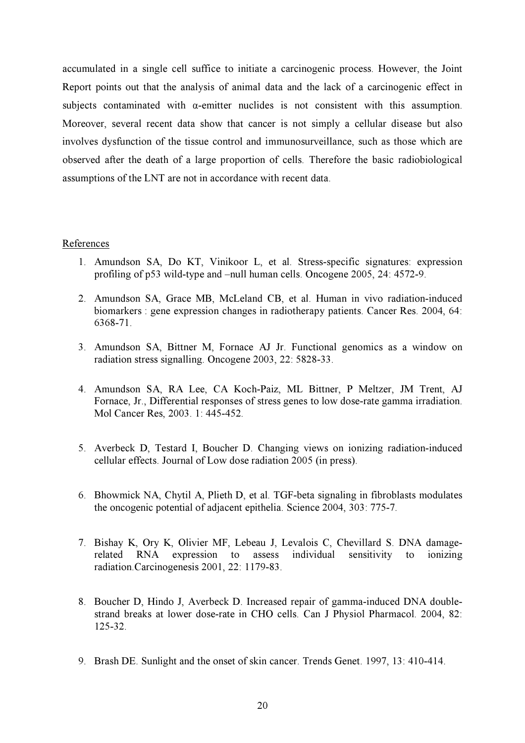accumulated in a single cell suffice to initiate a carcinogenic process. However, the Joint Report points out that the analysis of animal data and the lack of a carcinogenic effect in subjects contaminated with $\alpha$-emitter nuclides is not consistent with this assumption. Moreover, several recent data show that cancer is not simply a cellular disease but also involves dysfunction of the tissue control and immunosurveillance, such as those which are observed after the death of a large proportion of cells. Therefore the basic radiobiological assumptions of the LNT are not in accordance with recent data.

References

1. Amundson SA, Do KT, Vinikoor L, et al. Stress-specific signatures: expression profiling of p53 wild-type and –null human cells. Oncogene 2005, 24: 4572-9.

2. Amundson SA, Grace MB, McLeland CB, et al. Human in vivo radiation-induced biomarkers : gene expression changes in radiotherapy patients. Cancer Res. 2004, 64: 6368-71.

3. Amundson SA, Bittner M, Fornace AJ Jr. Functional genomics as a window on radiation stress signalling. Oncogene 2003, 22: 5828-33.

4. Amundson SA, RA Lee, CA Koch-Paiz, ML Bittner, P Meltzer, JM Trent, AJ Fornace, Jr., Differential responses of stress genes to low dose-rate gamma irradiation. Mol Cancer Res, 2003. 1: 445-452.

5. Averbeck D, Testard I, Boucher D. Changing views on ionizing radiation-induced cellular effects. Journal of Low dose radiation 2005 (in press).

6. Bhowmick NA, Chytil A, Plieth D, et al. TGF-beta signaling in fibroblasts modulates the oncogenic potential of adjacent epithelia. Science 2004, 303: 775-7.

7. Bishay K, Ory K, Olivier MF, Lebeau J, Levalois C, Chevillard S. DNA damage-related RNA expression to assess individual sensitivity to ionizing radiation.Carcinogenesis 2001, 22: 1179-83.

8. Boucher D, Hindo J, Averbeck D. Increased repair of gamma-induced DNA double-strand breaks at lower dose-rate in CHO cells. Can J Physiol Pharmacol. 2004, 82: 125-32.

9. Brash DE. Sunlight and the onset of skin cancer. Trends Genet. 1997, 13: 410-414.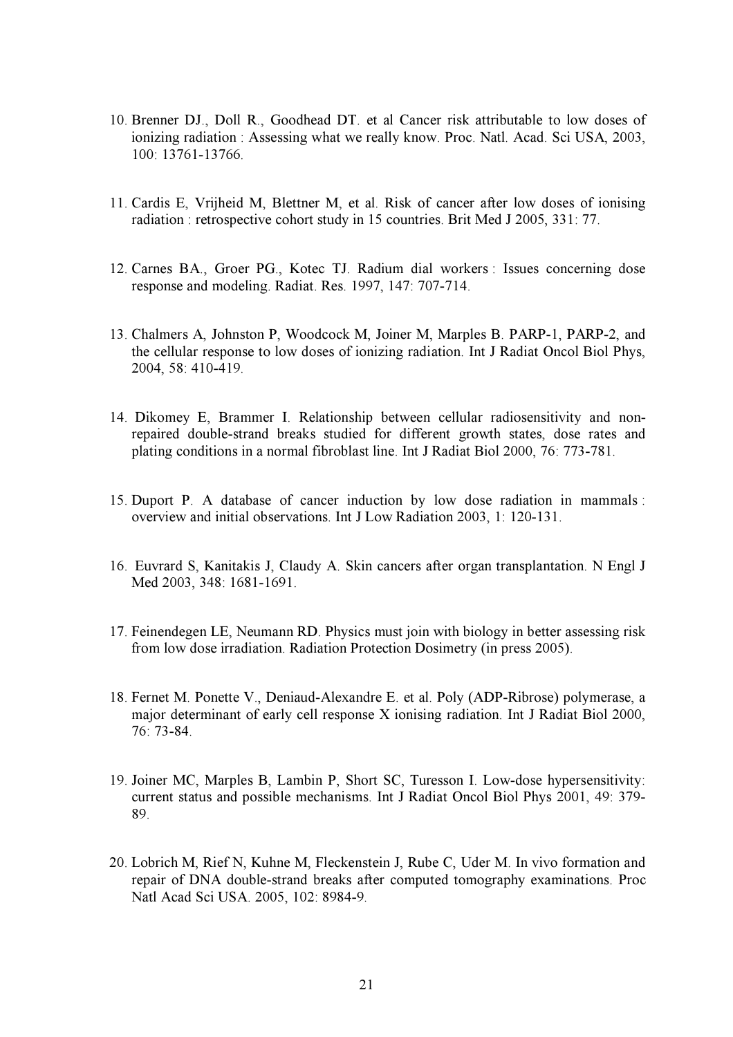10. Brenner DJ., Doll R., Goodhead DT. et al Cancer risk attributable to low doses of ionizing radiation : Assessing what we really know. Proc. Natl. Acad. Sci USA, 2003, 100: 13761-13766.

11. Cardis E, Vrijheid M, Blettner M, et al. Risk of cancer after low doses of ionising radiation : retrospective cohort study in 15 countries. Brit Med J 2005, 331: 77.

12. Carnes BA., Groer PG., Kotec TJ. Radium dial workers : Issues concerning dose response and modeling. Radiat. Res. 1997, 147: 707-714.

13. Chalmers A, Johnston P, Woodcock M, Joiner M, Marples B. PARP-1, PARP-2, and the cellular response to low doses of ionizing radiation. Int J Radiat Oncol Biol Phys, 2004, 58: 410-419.

14. Dikomey E, Brammer I. Relationship between cellular radiosensitivity and non-repaired double-strand breaks studied for different growth states, dose rates and plating conditions in a normal fibroblast line. Int J Radiat Biol 2000, 76: 773-781.

15. Duport P. A database of cancer induction by low dose radiation in mammals : overview and initial observations. Int J Low Radiation 2003, 1: 120-131.

16. Euvrard S, Kanitakis J, Claudy A. Skin cancers after organ transplantation. N Engl J Med 2003, 348: 1681-1691.

17. Feinendegen LE, Neumann RD. Physics must join with biology in better assessing risk from low dose irradiation. Radiation Protection Dosimetry (in press 2005).

18. Fernet M. Ponette V., Deniaud-Alexandre E. et al. Poly (ADP-Ribrose) polymerase, a major determinant of early cell response X ionising radiation. Int J Radiat Biol 2000, 76: 73-84.

19. Joiner MC, Marples B, Lambin P, Short SC, Turesson I. Low-dose hypersensitivity: current status and possible mechanisms. Int J Radiat Oncol Biol Phys 2001, 49: 379-89.

20. Lobrich M, Rief N, Kuhne M, Fleckenstein J, Rube C, Uder M. In vivo formation and repair of DNA double-strand breaks after computed tomography examinations. Proc Natl Acad Sci USA. 2005, 102: 8984-9.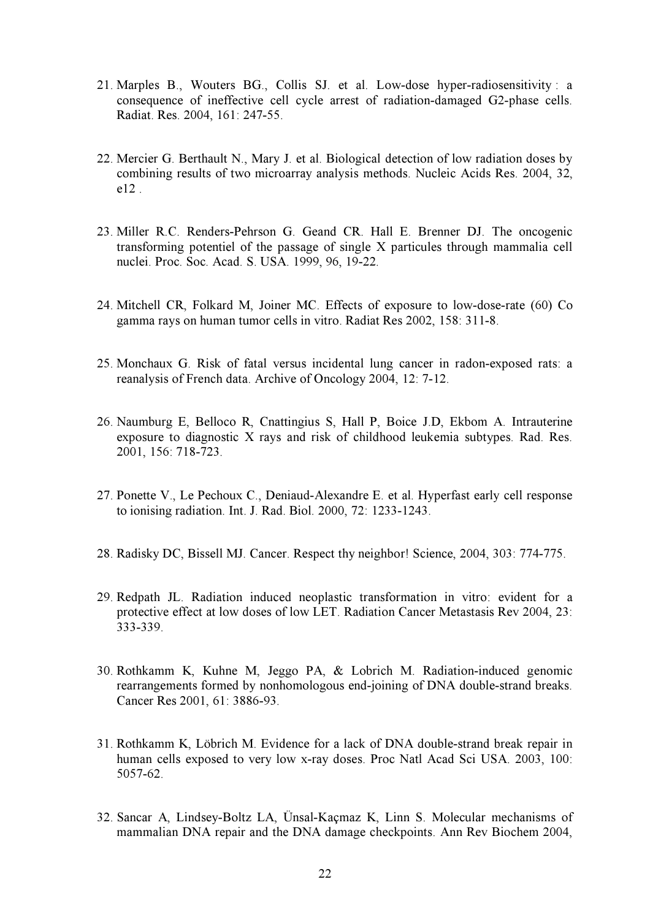21. Marples B., Wouters BG., Collis SJ. et al. Low-dose hyper-radiosensitivity : a consequence of ineffective cell cycle arrest of radiation-damaged G2-phase cells. Radiat. Res. 2004, 161: 247-55.

22. Mercier G. Berthault N., Mary J. et al. Biological detection of low radiation doses by combining results of two microarray analysis methods. Nucleic Acids Res. 2004, 32, e12 .

23. Miller R.C. Renders-Pehrson G. Geand CR. Hall E. Brenner DJ. The oncogenic transforming potentiel of the passage of single X particules through mammalia cell nuclei. Proc. Soc. Acad. S. USA. 1999, 96, 19-22.

24. Mitchell CR, Folkard M, Joiner MC. Effects of exposure to low-dose-rate (60) Co gamma rays on human tumor cells in vitro. Radiat Res 2002, 158: 311-8.

25. Monchaux G. Risk of fatal versus incidental lung cancer in radon-exposed rats: a reanalysis of French data. Archive of Oncology 2004, 12: 7-12.

26. Naumburg E, Belloco R, Cnattingius S, Hall P, Boice J.D, Ekbom A. Intrauterine exposure to diagnostic X rays and risk of childhood leukemia subtypes. Rad. Res. 2001, 156: 718-723.

27. Ponette V., Le Pechoux C., Deniaud-Alexandre E. et al. Hyperfast early cell response to ionising radiation. Int. J. Rad. Biol. 2000, 72: 1233-1243.

28. Radisky DC, Bissell MJ. Cancer. Respect thy neighbor! Science, 2004, 303: 774-775.

29. Redpath JL. Radiation induced neoplastic transformation in vitro: evident for a protective effect at low doses of low LET. Radiation Cancer Metastasis Rev 2004, 23: 333-339.

30. Rothkamm K, Kuhne M, Jeggo PA, & Lobrich M. Radiation-induced genomic rearrangements formed by nonhomologous end-joining of DNA double-strand breaks. Cancer Res 2001, 61: 3886-93.

31. Rothkamm K, Löbrich M. Evidence for a lack of DNA double-strand break repair in human cells exposed to very low x-ray doses. Proc Natl Acad Sci USA. 2003, 100: 5057-62.

32. Sancar A, Lindsey-Boltz LA, Ünsal-Kaçmaz K, Linn S. Molecular mechanisms of mammalian DNA repair and the DNA damage checkpoints. Ann Rev Biochem 2004,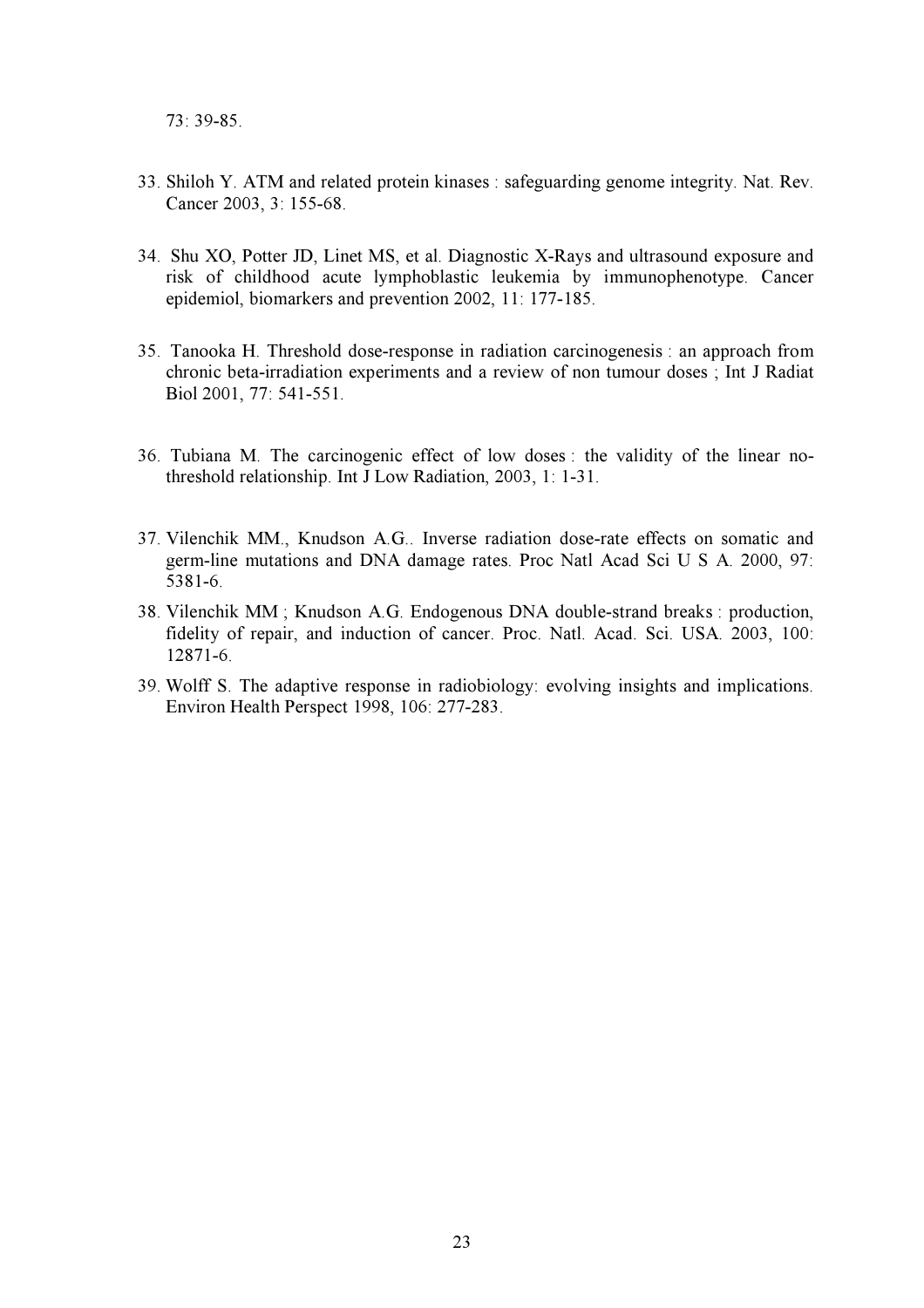73: 39-85.

33. Shiloh Y. ATM and related protein kinases : safeguarding genome integrity. Nat. Rev. Cancer 2003, 3: 155-68.

34. Shu XO, Potter JD, Linet MS, et al. Diagnostic X-Rays and ultrasound exposure and risk of childhood acute lymphoblastic leukemia by immunophenotype. Cancer epidemiol, biomarkers and prevention 2002, 11: 177-185.

35. Tanooka H. Threshold dose-response in radiation carcinogenesis : an approach from chronic beta-irradiation experiments and a review of non tumour doses ; Int J Radiat Biol 2001, 77: 541-551.

36. Tubiana M. The carcinogenic effect of low doses : the validity of the linear no-threshold relationship. Int J Low Radiation, 2003, 1: 1-31.

37. Vilenchik MM., Knudson A.G.. Inverse radiation dose-rate effects on somatic and germ-line mutations and DNA damage rates. Proc Natl Acad Sci U S A. 2000, 97: 5381-6.

38. Vilenchik MM ; Knudson A.G. Endogenous DNA double-strand breaks : production, fidelity of repair, and induction of cancer. Proc. Natl. Acad. Sci. USA. 2003, 100: 12871-6.

39. Wolff S. The adaptive response in radiobiology: evolving insights and implications. Environ Health Perspect 1998, 106: 277-283.